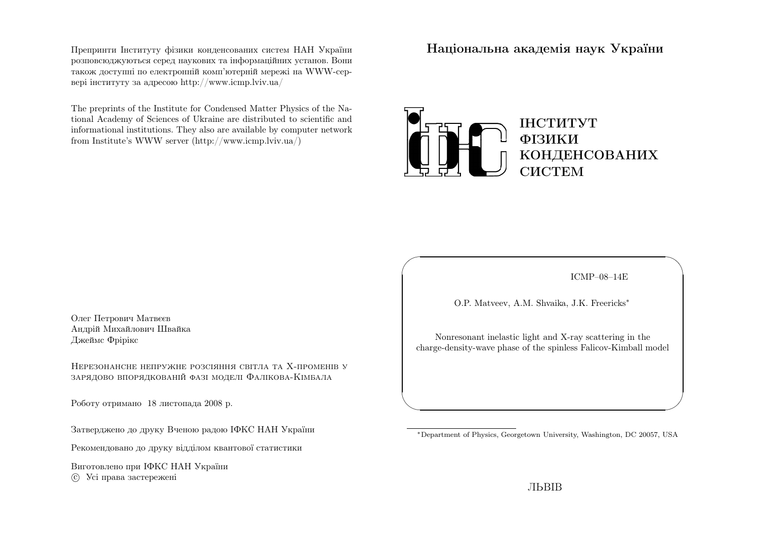Препринти Інституту фізики конденсованих систем НАН України розповсюджуються серед наукових та інформаційних установ. Вони також доступні по електронній комп'ютерній мережі на WWW-сервері інституту за адресою http://www.icmp.lviv.ua/

The preprints of the Institute for Condensed Matter Physics of the National Academy of Sciences of Ukraine are distributed to scientific and informational institutions. They also are available by computer network from Institute's WWW server (http://www.icmp.lviv.ua/)

Олег Петрович Матвеєв
Андрій Михайлович Швайка
Джеймс Фрірікс

Нерезонансне непружне розсіяння світла та X-променів у зарядово впорядкованій фазі моделі Фалікова-Кімбала

Роботу отримано 18 листопада 2008 р.

Затверджено до друку Вченою радою ІФКС НАН України

Рекомендовано до друку відділом квантової статистики

Виготовлено при ІФКС НАН України
© Усі права застережені

**Національна академія наук України**

**ІНСТИТУТ ФІЗИКИ КОНДЕНСОВАНИХ СИСТЕМ**

ICMP–08–14E

O.P. Matveev, A.M. Shvaika, J.K. Freericks*

Nonresonant inelastic light and X-ray scattering in the charge-density-wave phase of the spinless Falicov-Kimball model

*Department of Physics, Georgetown University, Washington, DC 20057, USA

ЛЬВІВ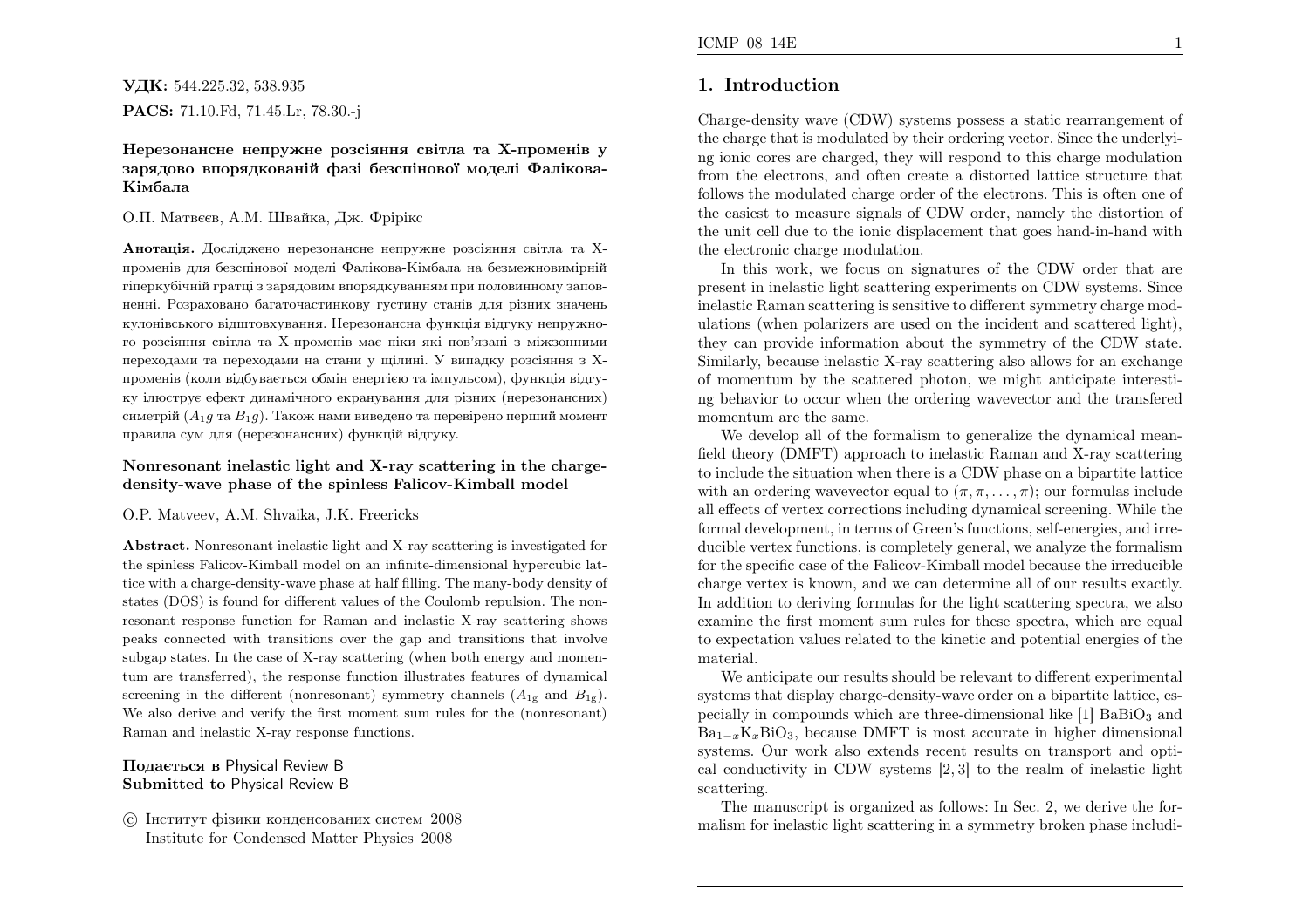**УДК:** 544.225.32, 538.935

**PACS:** 71.10.Fd, 71.45.Lr, 78.30.-j

### Нерезонансне непружне розсіяння світла та X-променів у зарядово впорядкованій фазі безспінової моделі Фалікова-Кімбала

О.П. Матвєєв, А.М. Швайка, Дж. Фрірікс

**Анотація.** Досліджено нерезонансне непружне розсіяння світла та X-променів для безспінової моделі Фалікова-Кімбала на безмежновимірній гіперкубічній гратці з зарядовим впорядкуванням при половинному заповненні. Розраховано багаточастинкову густину станів для різних значень кулонівського відштовхування. Нерезонансна функція відгуку непружного розсіяння світла та X-променів має піки які пов'язані з міжзонними переходами та переходами на стани у щілині. У випадку розсіяння з X-променів (коли відбувається обмін енергією та імпульсом), функція відгуку ілюструє ефект динамічного екранування для різних (нерезонансних) симетрій ($A_1g$ та $B_1g$). Також нами введено та перевірено перший момент правила сум для (нерезонансних) функцій відгуку.

### Nonresonant inelastic light and X-ray scattering in the charge-density-wave phase of the spinless Falicov-Kimball model

O.P. Matveev, A.M. Shvaika, J.K. Freericks

**Abstract.** Nonresonant inelastic light and X-ray scattering is investigated for the spinless Falicov-Kimball model on an infinite-dimensional hypercubic lattice with a charge-density-wave phase at half filling. The many-body density of states (DOS) is found for different values of the Coulomb repulsion. The nonresonant response function for Raman and inelastic X-ray scattering shows peaks connected with transitions over the gap and transitions that involve subgap states. In the case of X-ray scattering (when both energy and momentum are transferred), the response function illustrates features of dynamical screening in the different (nonresonant) symmetry channels ($A_{1g}$ and $B_{1g}$). We also derive and verify the first moment sum rules for the (nonresonant) Raman and inelastic X-ray response functions.

**Подається в** Physical Review B
**Submitted to** Physical Review B

© Інститут фізики конденсованих систем 2008
Institute for Condensed Matter Physics 2008

## 1. Introduction

Charge-density wave (CDW) systems possess a static rearrangement of the charge that is modulated by their ordering vector. Since the underlying ionic cores are charged, they will respond to this charge modulation from the electrons, and often create a distorted lattice structure that follows the modulated charge order of the electrons. This is often one of the easiest to measure signals of CDW order, namely the distortion of the unit cell due to the ionic displacement that goes hand-in-hand with the electronic charge modulation.

In this work, we focus on signatures of the CDW order that are present in inelastic light scattering experiments on CDW systems. Since inelastic Raman scattering is sensitive to different symmetry charge modulations (when polarizers are used on the incident and scattered light), they can provide information about the symmetry of the CDW state. Similarly, because inelastic X-ray scattering also allows for an exchange of momentum by the scattered photon, we might anticipate interesting behavior to occur when the ordering wavevector and the transfered momentum are the same.

We develop all of the formalism to generalize the dynamical mean-field theory (DMFT) approach to inelastic Raman and X-ray scattering to include the situation when there is a CDW phase on a bipartite lattice with an ordering wavevector equal to $(\pi, \pi, \dots, \pi)$; our formulas include all effects of vertex corrections including dynamical screening. While the formal development, in terms of Green's functions, self-energies, and irreducible vertex functions, is completely general, we analyze the formalism for the specific case of the Falicov-Kimball model because the irreducible charge vertex is known, and we can determine all of our results exactly. In addition to deriving formulas for the light scattering spectra, we also examine the first moment sum rules for these spectra, which are equal to expectation values related to the kinetic and potential energies of the material.

We anticipate our results should be relevant to different experimental systems that display charge-density-wave order on a bipartite lattice, especially in compounds which are three-dimensional like [1] $BaBiO_3$ and $Ba_{1-x}K_xBiO_3$, because DMFT is most accurate in higher dimensional systems. Our work also extends recent results on transport and optical conductivity in CDW systems [2, 3] to the realm of inelastic light scattering.

The manuscript is organized as follows: In Sec. 2, we derive the formalism for inelastic light scattering in a symmetry broken phase includi-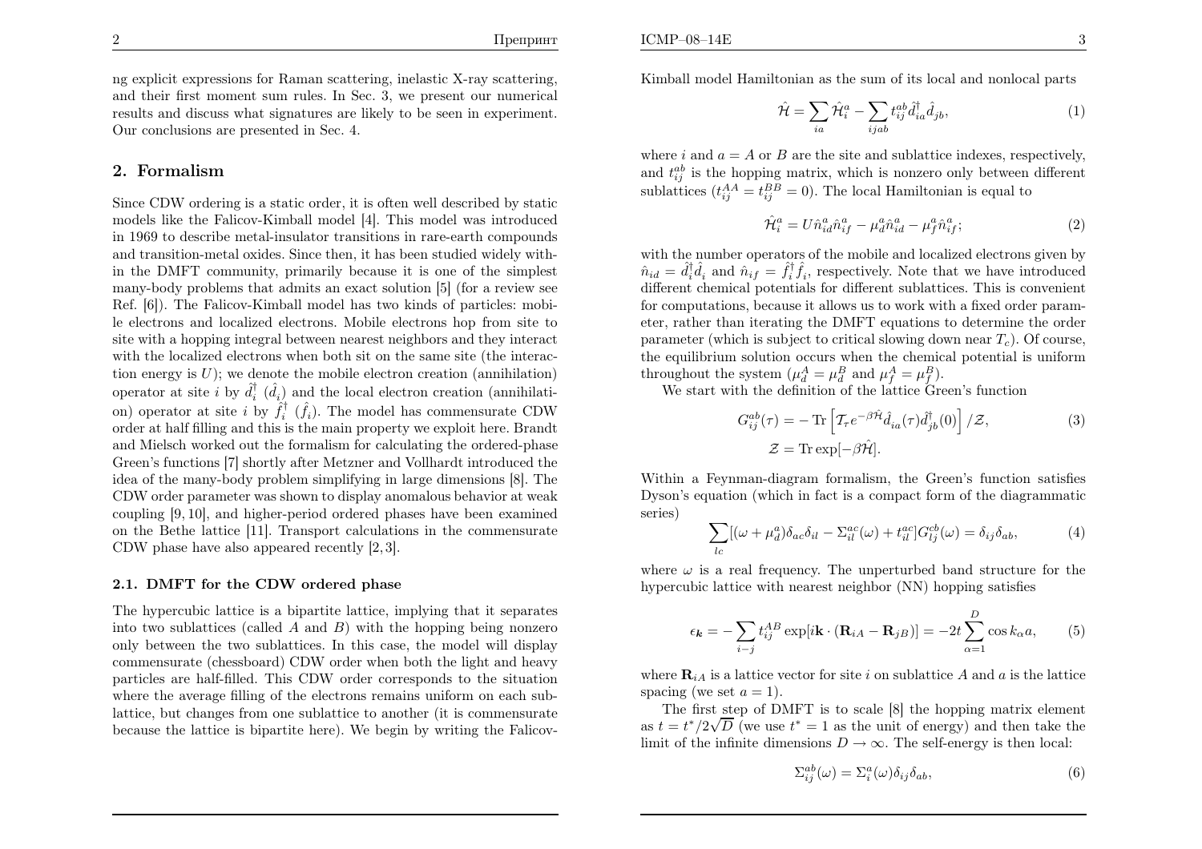ng explicit expressions for Raman scattering, inelastic X-ray scattering, and their first moment sum rules. In Sec. 3, we present our numerical results and discuss what signatures are likely to be seen in experiment. Our conclusions are presented in Sec. 4.

## 2. Formalism

Since CDW ordering is a static order, it is often well described by static models like the Falicov-Kimball model [4]. This model was introduced in 1969 to describe metal-insulator transitions in rare-earth compounds and transition-metal oxides. Since then, it has been studied widely within the DMFT community, primarily because it is one of the simplest many-body problems that admits an exact solution [5] (for a review see Ref. [6]). The Falicov-Kimball model has two kinds of particles: mobile electrons and localized electrons. Mobile electrons hop from site to site with a hopping integral between nearest neighbors and they interact with the localized electrons when both sit on the same site (the interaction energy is $U$); we denote the mobile electron creation (annihilation) operator at site $i$ by $\hat{d}_i^\dagger$ ($\hat{d}_i$) and the local electron creation (annihilation) operator at site $i$ by $\hat{f}_i^\dagger$ ($\hat{f}_i$). The model has commensurate CDW order at half filling and this is the main property we exploit here. Brandt and Mielsch worked out the formalism for calculating the ordered-phase Green's functions [7] shortly after Metzner and Vollhardt introduced the idea of the many-body problem simplifying in large dimensions [8]. The CDW order parameter was shown to display anomalous behavior at weak coupling [9, 10], and higher-period ordered phases have been examined on the Bethe lattice [11]. Transport calculations in the commensurate CDW phase have also appeared recently [2, 3].

### 2.1. DMFT for the CDW ordered phase

The hypercubic lattice is a bipartite lattice, implying that it separates into two sublattices (called $A$ and $B$) with the hopping being nonzero only between the two sublattices. In this case, the model will display commensurate (chessboard) CDW order when both the light and heavy particles are half-filled. This CDW order corresponds to the situation where the average filling of the electrons remains uniform on each sublattice, but changes from one sublattice to another (it is commensurate because the lattice is bipartite here). We begin by writing the Falicov-Kimball model Hamiltonian as the sum of its local and nonlocal parts

$$\hat{\mathcal{H}} = \sum_{ia} \hat{\mathcal{H}}_i^a - \sum_{ijab} t_{ij}^{ab} \hat{d}_{ia}^\dagger \hat{d}_{jb}, \tag{1}$$

where $i$ and $a = A$ or $B$ are the site and sublattice indexes, respectively, and $t_{ij}^{ab}$ is the hopping matrix, which is nonzero only between different sublattices ($t_{ij}^{AA} = t_{ij}^{BB} = 0$). The local Hamiltonian is equal to

$$\hat{\mathcal{H}}_i^a = U \hat{n}_{id}^a \hat{n}_{if}^a - \mu_d^a \hat{n}_{id}^a - \mu_f^a \hat{n}_{if}^a; \tag{2}$$

with the number operators of the mobile and localized electrons given by $\hat{n}_{id} = \hat{d}_i^\dagger \hat{d}_i$ and $\hat{n}_{if} = \hat{f}_i^\dagger \hat{f}_i$, respectively. Note that we have introduced different chemical potentials for different sublattices. This is convenient for computations, because it allows us to work with a fixed order parameter, rather than iterating the DMFT equations to determine the order parameter (which is subject to critical slowing down near $T_c$). Of course, the equilibrium solution occurs when the chemical potential is uniform throughout the system ($\mu_d^A = \mu_d^B$ and $\mu_f^A = \mu_f^B$).

We start with the definition of the lattice Green's function

$$G_{ij}^{ab}(\tau) = -\operatorname{Tr}\left[\mathcal{T}_\tau e^{-\beta\hat{\mathcal{H}}} \hat{d}_{ia}(\tau) \hat{d}_{jb}^\dagger(0)\right] / \mathcal{Z}, \tag{3}$$
$$\mathcal{Z} = \operatorname{Tr}\exp[-\beta\hat{\mathcal{H}}].$$

Within a Feynman-diagram formalism, the Green's function satisfies Dyson's equation (which in fact is a compact form of the diagrammatic series)

$$\sum_{lc} [(\omega + \mu_d^a)\delta_{ac}\delta_{il} - \Sigma_{il}^{ac}(\omega) + t_{il}^{ac}] G_{lj}^{cb}(\omega) = \delta_{ij}\delta_{ab}, \tag{4}$$

where $\omega$ is a real frequency. The unperturbed band structure for the hypercubic lattice with nearest neighbor (NN) hopping satisfies

$$\epsilon_{\boldsymbol{k}} = -\sum_{i-j} t_{ij}^{AB} \exp[i\mathbf{k}\cdot(\mathbf{R}_{iA} - \mathbf{R}_{jB})] = -2t\sum_{\alpha=1}^{D} \cos k_\alpha a, \tag{5}$$

where $\mathbf{R}_{iA}$ is a lattice vector for site $i$ on sublattice $A$ and $a$ is the lattice spacing (we set $a = 1$).

The first step of DMFT is to scale [8] the hopping matrix element as $t = t^*/2\sqrt{D}$ (we use $t^* = 1$ as the unit of energy) and then take the limit of the infinite dimensions $D \to \infty$. The self-energy is then local:

$$\Sigma_{ij}^{ab}(\omega) = \Sigma_i^a(\omega)\delta_{ij}\delta_{ab}, \tag{6}$$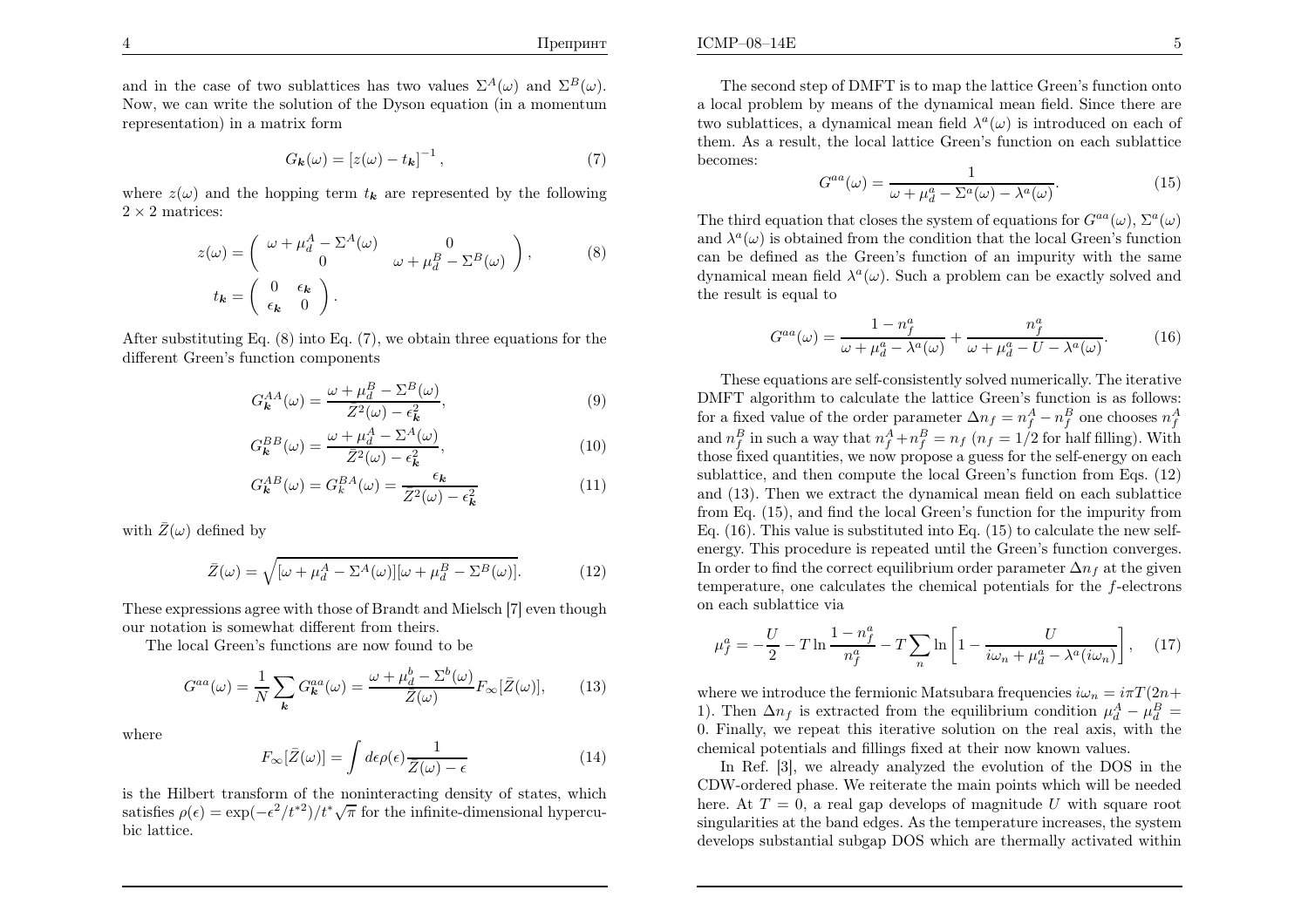and in the case of two sublattices has two values $\Sigma^A(\omega)$ and $\Sigma^B(\omega)$. Now, we can write the solution of the Dyson equation (in a momentum representation) in a matrix form

$$G_{\boldsymbol{k}}(\omega) = \left[z(\omega) - t_{\boldsymbol{k}}\right]^{-1}, \tag{7}$$

where $z(\omega)$ and the hopping term $t_{\boldsymbol{k}}$ are represented by the following $2 \times 2$ matrices:

$$z(\omega) = \begin{pmatrix} \omega + \mu_d^A - \Sigma^A(\omega) & 0 \\ 0 & \omega + \mu_d^B - \Sigma^B(\omega) \end{pmatrix}, \tag{8}$$

$$t_{\boldsymbol{k}} = \begin{pmatrix} 0 & \epsilon_{\boldsymbol{k}} \\ \epsilon_{\boldsymbol{k}} & 0 \end{pmatrix}.$$

After substituting Eq. (8) into Eq. (7), we obtain three equations for the different Green's function components

$$G_{\boldsymbol{k}}^{AA}(\omega) = \frac{\omega + \mu_d^B - \Sigma^B(\omega)}{\bar{Z}^2(\omega) - \epsilon_{\boldsymbol{k}}^2}, \tag{9}$$

$$G_{\boldsymbol{k}}^{BB}(\omega) = \frac{\omega + \mu_d^A - \Sigma^A(\omega)}{\bar{Z}^2(\omega) - \epsilon_{\boldsymbol{k}}^2}, \tag{10}$$

$$G_{\boldsymbol{k}}^{AB}(\omega) = G_k^{BA}(\omega) = \frac{\epsilon_{\boldsymbol{k}}}{\bar{Z}^2(\omega) - \epsilon_{\boldsymbol{k}}^2} \tag{11}$$

with $\bar{Z}(\omega)$ defined by

$$\bar{Z}(\omega) = \sqrt{[\omega + \mu_d^A - \Sigma^A(\omega)][\omega + \mu_d^B - \Sigma^B(\omega)]}. \tag{12}$$

These expressions agree with those of Brandt and Mielsch [7] even though our notation is somewhat different from theirs.

The local Green's functions are now found to be

$$G^{aa}(\omega) = \frac{1}{N}\sum_{\boldsymbol{k}} G_{\boldsymbol{k}}^{aa}(\omega) = \frac{\omega + \mu_d^b - \Sigma^b(\omega)}{\bar{Z}(\omega)} F_\infty[\bar{Z}(\omega)], \tag{13}$$

where

$$F_\infty[\bar{Z}(\omega)] = \int d\epsilon \rho(\epsilon) \frac{1}{\bar{Z}(\omega) - \epsilon} \tag{14}$$

is the Hilbert transform of the noninteracting density of states, which satisfies $\rho(\epsilon) = \exp(-\epsilon^2/t^{*2})/t^*\sqrt{\pi}$ for the infinite-dimensional hypercubic lattice.

The second step of DMFT is to map the lattice Green's function onto a local problem by means of the dynamical mean field. Since there are two sublattices, a dynamical mean field $\lambda^a(\omega)$ is introduced on each of them. As a result, the local lattice Green's function on each sublattice becomes:

$$G^{aa}(\omega) = \frac{1}{\omega + \mu_d^a - \Sigma^a(\omega) - \lambda^a(\omega)}. \tag{15}$$

The third equation that closes the system of equations for $G^{aa}(\omega)$, $\Sigma^a(\omega)$ and $\lambda^a(\omega)$ is obtained from the condition that the local Green's function can be defined as the Green's function of an impurity with the same dynamical mean field $\lambda^a(\omega)$. Such a problem can be exactly solved and the result is equal to

$$G^{aa}(\omega) = \frac{1 - n_f^a}{\omega + \mu_d^a - \lambda^a(\omega)} + \frac{n_f^a}{\omega + \mu_d^a - U - \lambda^a(\omega)}. \tag{16}$$

These equations are self-consistently solved numerically. The iterative DMFT algorithm to calculate the lattice Green's function is as follows: for a fixed value of the order parameter $\Delta n_f = n_f^A - n_f^B$ one chooses $n_f^A$ and $n_f^B$ in such a way that $n_f^A + n_f^B = n_f$ ($n_f = 1/2$ for half filling). With those fixed quantities, we now propose a guess for the self-energy on each sublattice, and then compute the local Green's function from Eqs. (12) and (13). Then we extract the dynamical mean field on each sublattice from Eq. (15), and find the local Green's function for the impurity from Eq. (16). This value is substituted into Eq. (15) to calculate the new self-energy. This procedure is repeated until the Green's function converges. In order to find the correct equilibrium order parameter $\Delta n_f$ at the given temperature, one calculates the chemical potentials for the $f$-electrons on each sublattice via

$$\mu_f^a = -\frac{U}{2} - T \ln \frac{1 - n_f^a}{n_f^a} - T \sum_n \ln \left[1 - \frac{U}{i\omega_n + \mu_d^a - \lambda^a(i\omega_n)}\right], \tag{17}$$

where we introduce the fermionic Matsubara frequencies $i\omega_n = i\pi T(2n+1)$. Then $\Delta n_f$ is extracted from the equilibrium condition $\mu_d^A - \mu_d^B = 0$. Finally, we repeat this iterative solution on the real axis, with the chemical potentials and fillings fixed at their now known values.

In Ref. [3], we already analyzed the evolution of the DOS in the CDW-ordered phase. We reiterate the main points which will be needed here. At $T = 0$, a real gap develops of magnitude $U$ with square root singularities at the band edges. As the temperature increases, the system develops substantial subgap DOS which are thermally activated within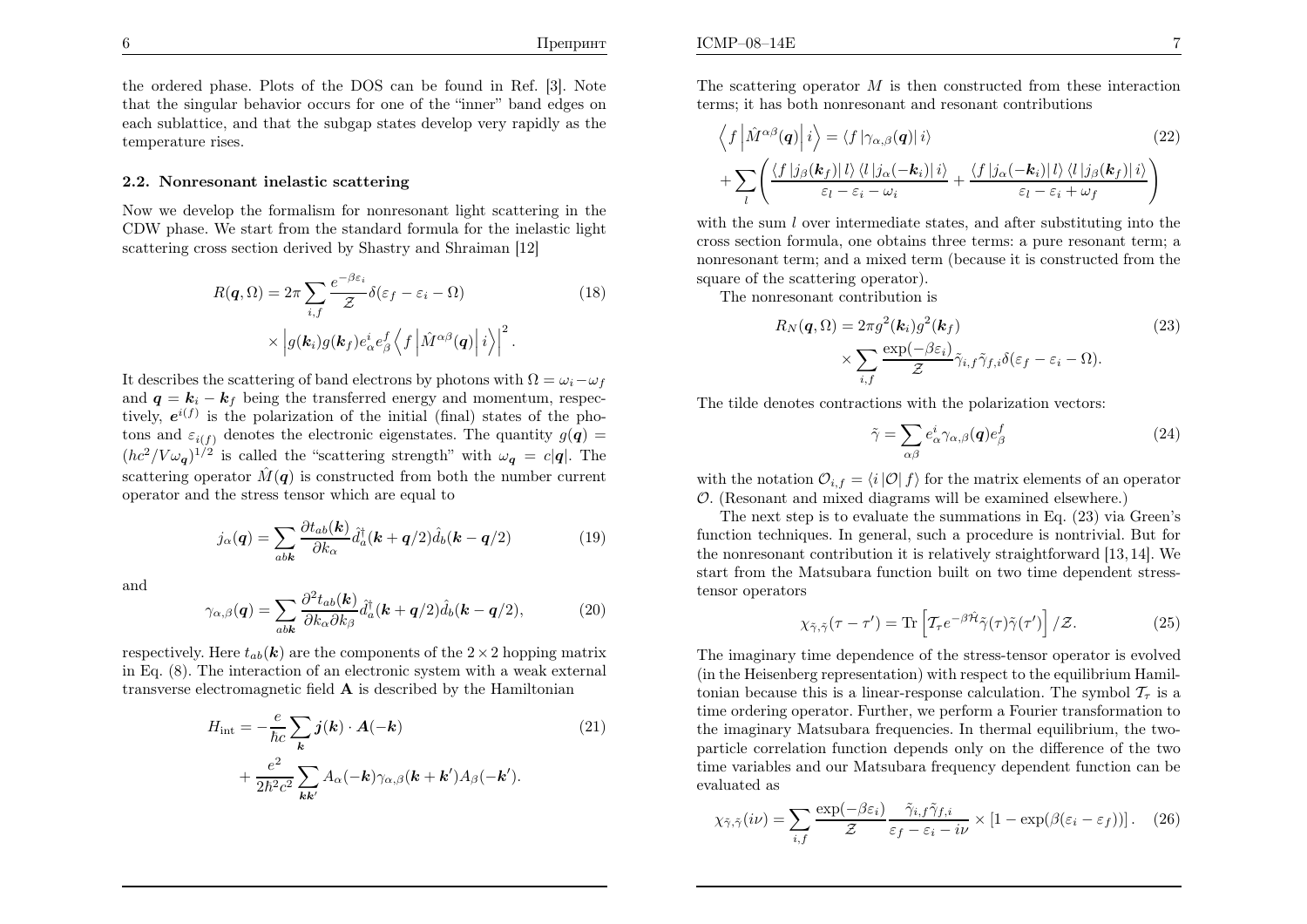the ordered phase. Plots of the DOS can be found in Ref. [3]. Note that the singular behavior occurs for one of the "inner" band edges on each sublattice, and that the subgap states develop very rapidly as the temperature rises.

### 2.2. Nonresonant inelastic scattering

Now we develop the formalism for nonresonant light scattering in the CDW phase. We start from the standard formula for the inelastic light scattering cross section derived by Shastry and Shraiman [12]

$$R(\boldsymbol{q},\Omega) = 2\pi \sum_{i,f} \frac{e^{-\beta\varepsilon_i}}{\mathcal{Z}} \delta(\varepsilon_f - \varepsilon_i - \Omega) \times \left| g(\boldsymbol{k}_i) g(\boldsymbol{k}_f) e^i_\alpha e^f_\beta \left\langle f \left| \hat{M}^{\alpha\beta}(\boldsymbol{q}) \right| i \right\rangle \right|^2 . \tag{18}$$

It describes the scattering of band electrons by photons with $\Omega = \omega_i - \omega_f$ and $\boldsymbol{q} = \boldsymbol{k}_i - \boldsymbol{k}_f$ being the transferred energy and momentum, respectively, $\boldsymbol{e}^{i(f)}$ is the polarization of the initial (final) states of the photons and $\varepsilon_{i(f)}$ denotes the electronic eigenstates. The quantity $g(\boldsymbol{q}) = (hc^2/V\omega_{\boldsymbol{q}})^{1/2}$ is called the "scattering strength" with $\omega_{\boldsymbol{q}} = c|\boldsymbol{q}|$. The scattering operator $\hat{M}(\boldsymbol{q})$ is constructed from both the number current operator and the stress tensor which are equal to

$$j_\alpha(\boldsymbol{q}) = \sum_{ab\boldsymbol{k}} \frac{\partial t_{ab}(\boldsymbol{k})}{\partial k_\alpha} \hat{d}^\dagger_a(\boldsymbol{k}+\boldsymbol{q}/2) \hat{d}_b(\boldsymbol{k}-\boldsymbol{q}/2) \tag{19}$$

and

$$\gamma_{\alpha,\beta}(\boldsymbol{q}) = \sum_{ab\boldsymbol{k}} \frac{\partial^2 t_{ab}(\boldsymbol{k})}{\partial k_\alpha \partial k_\beta} \hat{d}^\dagger_a(\boldsymbol{k}+\boldsymbol{q}/2) \hat{d}_b(\boldsymbol{k}-\boldsymbol{q}/2), \tag{20}$$

respectively. Here $t_{ab}(\boldsymbol{k})$ are the components of the $2\times 2$ hopping matrix in Eq. (8). The interaction of an electronic system with a weak external transverse electromagnetic field $\mathbf{A}$ is described by the Hamiltonian

$$H_{\rm int} = -\frac{e}{\hbar c} \sum_{\boldsymbol{k}} \boldsymbol{j}(\boldsymbol{k}) \cdot \boldsymbol{A}(-\boldsymbol{k}) + \frac{e^2}{2\hbar^2 c^2} \sum_{\boldsymbol{k}\boldsymbol{k}'} A_\alpha(-\boldsymbol{k}) \gamma_{\alpha,\beta}(\boldsymbol{k}+\boldsymbol{k}') A_\beta(-\boldsymbol{k}'). \tag{21}$$

The scattering operator $M$ is then constructed from these interaction terms; it has both nonresonant and resonant contributions

$$\left\langle f \left| \hat{M}^{\alpha\beta}(\boldsymbol{q}) \right| i \right\rangle = \langle f | \gamma_{\alpha,\beta}(\boldsymbol{q}) | i \rangle + \sum_l \left( \frac{\langle f | j_\beta(\boldsymbol{k}_f) | l \rangle \langle l | j_\alpha(-\boldsymbol{k}_i) | i \rangle}{\varepsilon_l - \varepsilon_i - \omega_i} + \frac{\langle f | j_\alpha(-\boldsymbol{k}_i) | l \rangle \langle l | j_\beta(\boldsymbol{k}_f) | i \rangle}{\varepsilon_l - \varepsilon_i + \omega_f} \right) \tag{22}$$

with the sum $l$ over intermediate states, and after substituting into the cross section formula, one obtains three terms: a pure resonant term; a nonresonant term; and a mixed term (because it is constructed from the square of the scattering operator).

The nonresonant contribution is

$$R_N(\boldsymbol{q},\Omega) = 2\pi g^2(\boldsymbol{k}_i) g^2(\boldsymbol{k}_f) \times \sum_{i,f} \frac{\exp(-\beta\varepsilon_i)}{\mathcal{Z}} \tilde{\gamma}_{i,f} \tilde{\gamma}_{f,i} \delta(\varepsilon_f - \varepsilon_i - \Omega). \tag{23}$$

The tilde denotes contractions with the polarization vectors:

$$\tilde{\gamma} = \sum_{\alpha\beta} e^i_\alpha \gamma_{\alpha,\beta}(\boldsymbol{q}) e^f_\beta \tag{24}$$

with the notation $\mathcal{O}_{i,f} = \langle i | \mathcal{O} | f \rangle$ for the matrix elements of an operator $\mathcal{O}$. (Resonant and mixed diagrams will be examined elsewhere.)

The next step is to evaluate the summations in Eq. (23) via Green's function techniques. In general, such a procedure is nontrivial. But for the nonresonant contribution it is relatively straightforward [13,14]. We start from the Matsubara function built on two time dependent stress-tensor operators

$$\chi_{\tilde{\gamma},\tilde{\gamma}}(\tau - \tau') = \mathrm{Tr}\left[ \mathcal{T}_\tau e^{-\beta\mathcal{H}} \tilde{\gamma}(\tau) \tilde{\gamma}(\tau') \right] / \mathcal{Z}. \tag{25}$$

The imaginary time dependence of the stress-tensor operator is evolved (in the Heisenberg representation) with respect to the equilibrium Hamiltonian because this is a linear-response calculation. The symbol $\mathcal{T}_\tau$ is a time ordering operator. Further, we perform a Fourier transformation to the imaginary Matsubara frequencies. In thermal equilibrium, the two-particle correlation function depends only on the difference of the two time variables and our Matsubara frequency dependent function can be evaluated as

$$\chi_{\tilde{\gamma},\tilde{\gamma}}(i\nu) = \sum_{i,f} \frac{\exp(-\beta\varepsilon_i)}{\mathcal{Z}} \frac{\tilde{\gamma}_{i,f}\tilde{\gamma}_{f,i}}{\varepsilon_f - \varepsilon_i - i\nu} \times \left[ 1 - \exp(\beta(\varepsilon_i - \varepsilon_f)) \right]. \tag{26}$$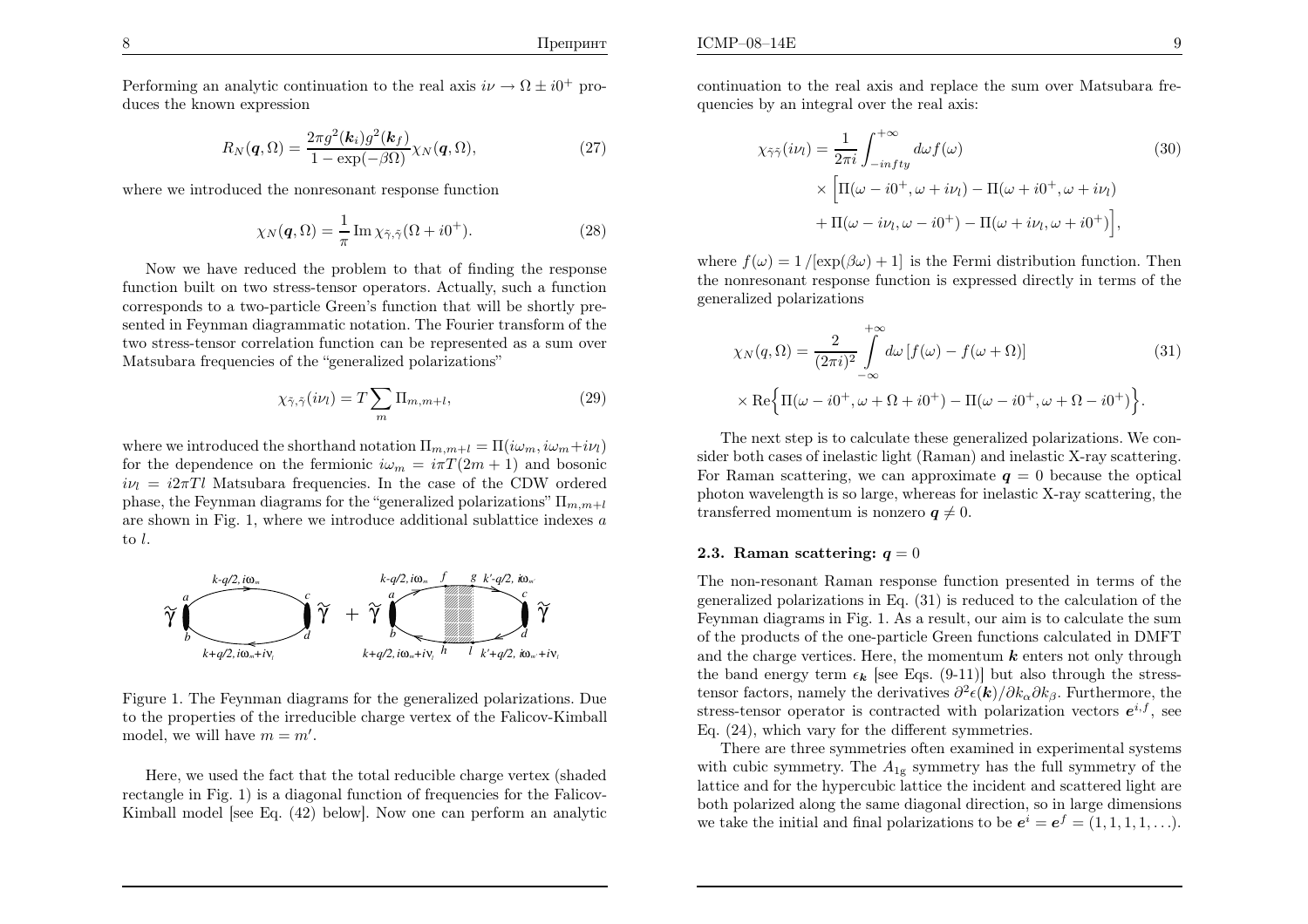Performing an analytic continuation to the real axis $i\nu \to \Omega \pm i0^+$ produces the known expression

$$R_N(\boldsymbol{q}, \Omega) = \frac{2\pi g^2(\boldsymbol{k}_i) g^2(\boldsymbol{k}_f)}{1 - \exp(-\beta\Omega)} \chi_N(\boldsymbol{q}, \Omega), \tag{27}$$

where we introduced the nonresonant response function

$$\chi_N(\boldsymbol{q}, \Omega) = \frac{1}{\pi} \operatorname{Im} \chi_{\tilde{\gamma},\tilde{\gamma}}(\Omega + i0^+). \tag{28}$$

Now we have reduced the problem to that of finding the response function built on two stress-tensor operators. Actually, such a function corresponds to a two-particle Green's function that will be shortly presented in Feynman diagrammatic notation. The Fourier transform of the two stress-tensor correlation function can be represented as a sum over Matsubara frequencies of the "generalized polarizations"

$$\chi_{\tilde{\gamma},\tilde{\gamma}}(i\nu_l) = T \sum_m \Pi_{m,m+l}, \tag{29}$$

where we introduced the shorthand notation $\Pi_{m,m+l} = \Pi(i\omega_m, i\omega_m + i\nu_l)$ for the dependence on the fermionic $i\omega_m = i\pi T(2m+1)$ and bosonic $i\nu_l = i2\pi Tl$ Matsubara frequencies. In the case of the CDW ordered phase, the Feynman diagrams for the "generalized polarizations" $\Pi_{m,m+l}$ are shown in Fig. 1, where we introduce additional sublattice indexes $a$ to $l$.

Figure 1. The Feynman diagrams for the generalized polarizations. Due to the properties of the irreducible charge vertex of the Falicov-Kimball model, we will have $m = m'$.

Here, we used the fact that the total reducible charge vertex (shaded rectangle in Fig. 1) is a diagonal function of frequencies for the Falicov-Kimball model [see Eq. (42) below]. Now one can perform an analytic continuation to the real axis and replace the sum over Matsubara frequencies by an integral over the real axis:

$$\begin{aligned}
\chi_{\tilde{\gamma}\tilde{\gamma}}(i\nu_l) = \frac{1}{2\pi i} \int_{-infty}^{+\infty} d\omega f(\omega) \\
\times \Big[ \Pi(\omega - i0^+, \omega + i\nu_l) - \Pi(\omega + i0^+, \omega + i\nu_l) \\
+ \Pi(\omega - i\nu_l, \omega - i0^+) - \Pi(\omega + i\nu_l, \omega + i0^+) \Big],
\end{aligned} \tag{30}$$

where $f(\omega) = 1/[\exp(\beta\omega) + 1]$ is the Fermi distribution function. Then the nonresonant response function is expressed directly in terms of the generalized polarizations

$$\begin{aligned}
\chi_N(q, \Omega) = \frac{2}{(2\pi i)^2} \int_{-\infty}^{+\infty} d\omega \, [f(\omega) - f(\omega + \Omega)] \\
\times \operatorname{Re}\Big\{ \Pi(\omega - i0^+, \omega + \Omega + i0^+) - \Pi(\omega - i0^+, \omega + \Omega - i0^+) \Big\}.
\end{aligned} \tag{31}$$

The next step is to calculate these generalized polarizations. We consider both cases of inelastic light (Raman) and inelastic X-ray scattering. For Raman scattering, we can approximate $\boldsymbol{q} = 0$ because the optical photon wavelength is so large, whereas for inelastic X-ray scattering, the transferred momentum is nonzero $\boldsymbol{q} \neq 0$.

### 2.3. Raman scattering: $\boldsymbol{q} = 0$

The non-resonant Raman response function presented in terms of the generalized polarizations in Eq. (31) is reduced to the calculation of the Feynman diagrams in Fig. 1. As a result, our aim is to calculate the sum of the products of the one-particle Green functions calculated in DMFT and the charge vertices. Here, the momentum $\boldsymbol{k}$ enters not only through the band energy term $\epsilon_{\boldsymbol{k}}$ [see Eqs. (9-11)] but also through the stress-tensor factors, namely the derivatives $\partial^2 \epsilon(\boldsymbol{k}) / \partial k_\alpha \partial k_\beta$. Furthermore, the stress-tensor operator is contracted with polarization vectors $\boldsymbol{e}^{i,f}$, see Eq. (24), which vary for the different symmetries.

There are three symmetries often examined in experimental systems with cubic symmetry. The $A_{1g}$ symmetry has the full symmetry of the lattice and for the hypercubic lattice the incident and scattered light are both polarized along the same diagonal direction, so in large dimensions we take the initial and final polarizations to be $\boldsymbol{e}^i = \boldsymbol{e}^f = (1, 1, 1, 1, \ldots)$.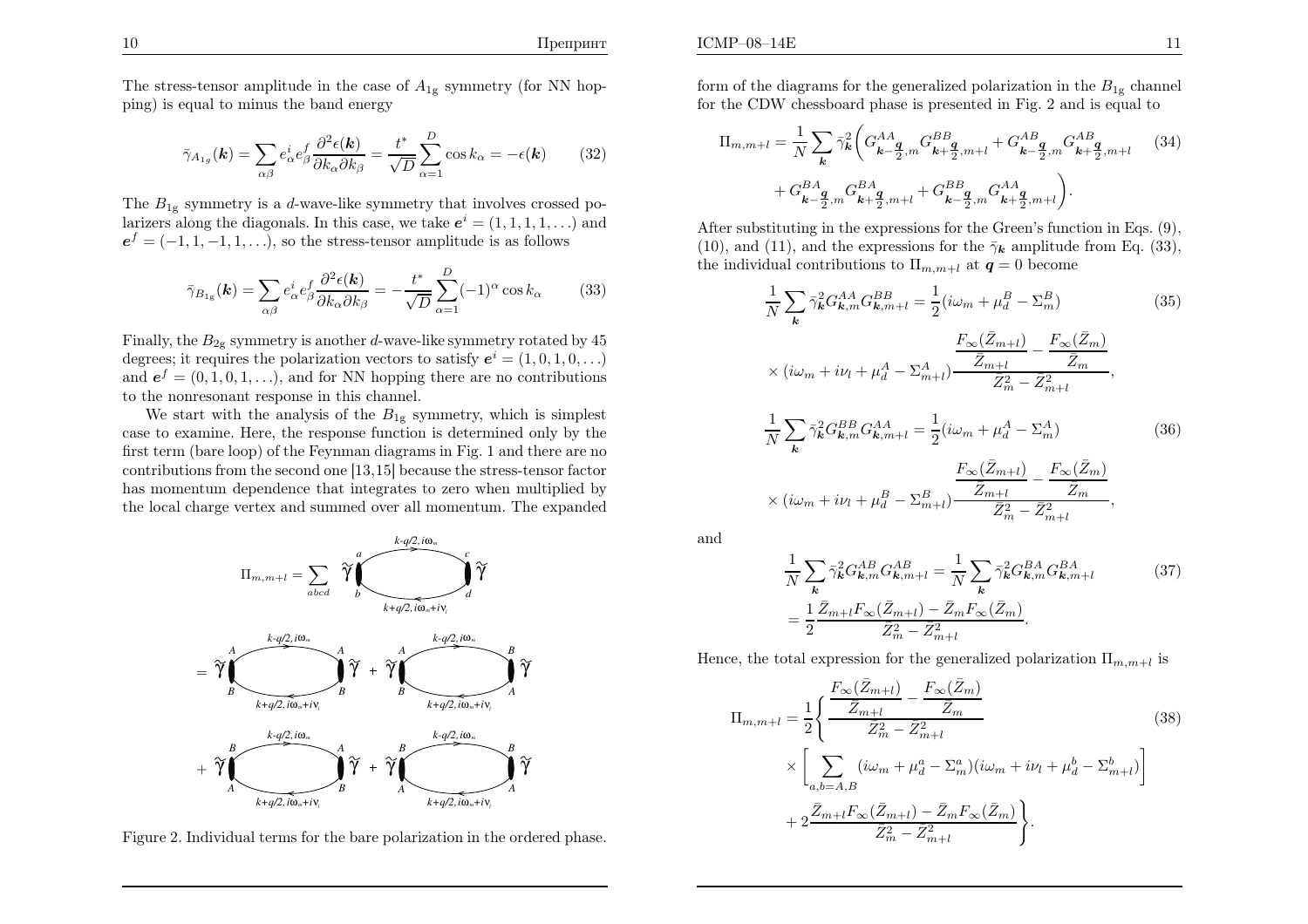The stress-tensor amplitude in the case of $A_{1g}$ symmetry (for NN hopping) is equal to minus the band energy

$$\bar{\gamma}_{A_{1g}}(\boldsymbol{k}) = \sum_{\alpha\beta} e^i_\alpha e^f_\beta \frac{\partial^2 \epsilon(\boldsymbol{k})}{\partial k_\alpha \partial k_\beta} = \frac{t^*}{\sqrt{D}} \sum_{\alpha=1}^{D} \cos k_\alpha = -\epsilon(\boldsymbol{k}) \qquad (32)$$

The $B_{1g}$ symmetry is a $d$-wave-like symmetry that involves crossed polarizers along the diagonals. In this case, we take $\boldsymbol{e}^i = (1,1,1,1,\ldots)$ and $\boldsymbol{e}^f = (-1,1,-1,1,\ldots)$, so the stress-tensor amplitude is as follows

$$\bar{\gamma}_{B_{1g}}(\boldsymbol{k}) = \sum_{\alpha\beta} e^i_\alpha e^f_\beta \frac{\partial^2 \epsilon(\boldsymbol{k})}{\partial k_\alpha \partial k_\beta} = -\frac{t^*}{\sqrt{D}} \sum_{\alpha=1}^{D} (-1)^\alpha \cos k_\alpha \qquad (33)$$

Finally, the $B_{2g}$ symmetry is another $d$-wave-like symmetry rotated by 45 degrees; it requires the polarization vectors to satisfy $\boldsymbol{e}^i = (1,0,1,0,\ldots)$ and $\boldsymbol{e}^f = (0,1,0,1,\ldots)$, and for NN hopping there are no contributions to the nonresonant response in this channel.

We start with the analysis of the $B_{1g}$ symmetry, which is simplest case to examine. Here, the response function is determined only by the first term (bare loop) of the Feynman diagrams in Fig. 1 and there are no contributions from the second one [13,15] because the stress-tensor factor has momentum dependence that integrates to zero when multiplied by the local charge vertex and summed over all momentum. The expanded form of the diagrams for the generalized polarization in the $B_{1g}$ channel for the CDW chessboard phase is presented in Fig. 2 and is equal to

Figure 2. Individual terms for the bare polarization in the ordered phase.

$$\Pi_{m,m+l} = \frac{1}{N}\sum_{\boldsymbol{k}} \bar{\gamma}^2_{\boldsymbol{k}} \bigg( G^{AA}_{\boldsymbol{k}-\frac{\boldsymbol{q}}{2},m} G^{BB}_{\boldsymbol{k}+\frac{\boldsymbol{q}}{2},m+l} + G^{AB}_{\boldsymbol{k}-\frac{\boldsymbol{q}}{2},m} G^{AB}_{\boldsymbol{k}+\frac{\boldsymbol{q}}{2},m+l} \qquad (34)$$
$$+ G^{BA}_{\boldsymbol{k}-\frac{\boldsymbol{q}}{2},m} G^{BA}_{\boldsymbol{k}+\frac{\boldsymbol{q}}{2},m+l} + G^{BB}_{\boldsymbol{k}-\frac{\boldsymbol{q}}{2},m} G^{AA}_{\boldsymbol{k}+\frac{\boldsymbol{q}}{2},m+l} \bigg).$$

After substituting in the expressions for the Green's function in Eqs. (9), (10), and (11), and the expressions for the $\bar{\gamma}_{\boldsymbol{k}}$ amplitude from Eq. (33), the individual contributions to $\Pi_{m,m+l}$ at $\boldsymbol{q}=0$ become

$$\frac{1}{N}\sum_{\boldsymbol{k}} \bar{\gamma}^2_{\boldsymbol{k}} G^{AA}_{\boldsymbol{k},m} G^{BB}_{\boldsymbol{k},m+l} = \frac{1}{2}(i\omega_m + \mu^B_d - \Sigma^B_m) \qquad (35)$$
$$\times (i\omega_m + i\nu_l + \mu^A_d - \Sigma^A_{m+l}) \frac{\dfrac{F_\infty(\bar{Z}_{m+l})}{\bar{Z}_{m+l}} - \dfrac{F_\infty(\bar{Z}_m)}{\bar{Z}_m}}{\bar{Z}^2_m - \bar{Z}^2_{m+l}},$$

$$\frac{1}{N}\sum_{\boldsymbol{k}} \bar{\gamma}^2_{\boldsymbol{k}} G^{BB}_{\boldsymbol{k},m} G^{AA}_{\boldsymbol{k},m+l} = \frac{1}{2}(i\omega_m + \mu^A_d - \Sigma^A_m) \qquad (36)$$
$$\times (i\omega_m + i\nu_l + \mu^B_d - \Sigma^B_{m+l}) \frac{\dfrac{F_\infty(\bar{Z}_{m+l})}{\bar{Z}_{m+l}} - \dfrac{F_\infty(\bar{Z}_m)}{\bar{Z}_m}}{\bar{Z}^2_m - \bar{Z}^2_{m+l}},$$

and

$$\frac{1}{N}\sum_{\boldsymbol{k}} \bar{\gamma}^2_{\boldsymbol{k}} G^{AB}_{\boldsymbol{k},m} G^{AB}_{\boldsymbol{k},m+l} = \frac{1}{N}\sum_{\boldsymbol{k}} \bar{\gamma}^2_{\boldsymbol{k}} G^{BA}_{\boldsymbol{k},m} G^{BA}_{\boldsymbol{k},m+l} \qquad (37)$$
$$= \frac{1}{2}\frac{\bar{Z}_{m+l}F_\infty(\bar{Z}_{m+l}) - \bar{Z}_m F_\infty(\bar{Z}_m)}{\bar{Z}^2_m - \bar{Z}^2_{m+l}}.$$

Hence, the total expression for the generalized polarization $\Pi_{m,m+l}$ is

$$\Pi_{m,m+l} = \frac{1}{2}\Bigg\{ \frac{\dfrac{F_\infty(\bar{Z}_{m+l})}{\bar{Z}_{m+l}} - \dfrac{F_\infty(\bar{Z}_m)}{\bar{Z}_m}}{\bar{Z}^2_m - \bar{Z}^2_{m+l}} \qquad (38)$$
$$\times \Bigg[ \sum_{a,b=A,B} (i\omega_m + \mu^a_d - \Sigma^a_m)(i\omega_m + i\nu_l + \mu^b_d - \Sigma^b_{m+l}) \Bigg]$$
$$+ 2\frac{\bar{Z}_{m+l}F_\infty(\bar{Z}_{m+l}) - \bar{Z}_m F_\infty(\bar{Z}_m)}{\bar{Z}^2_m - \bar{Z}^2_{m+l}} \Bigg\}.$$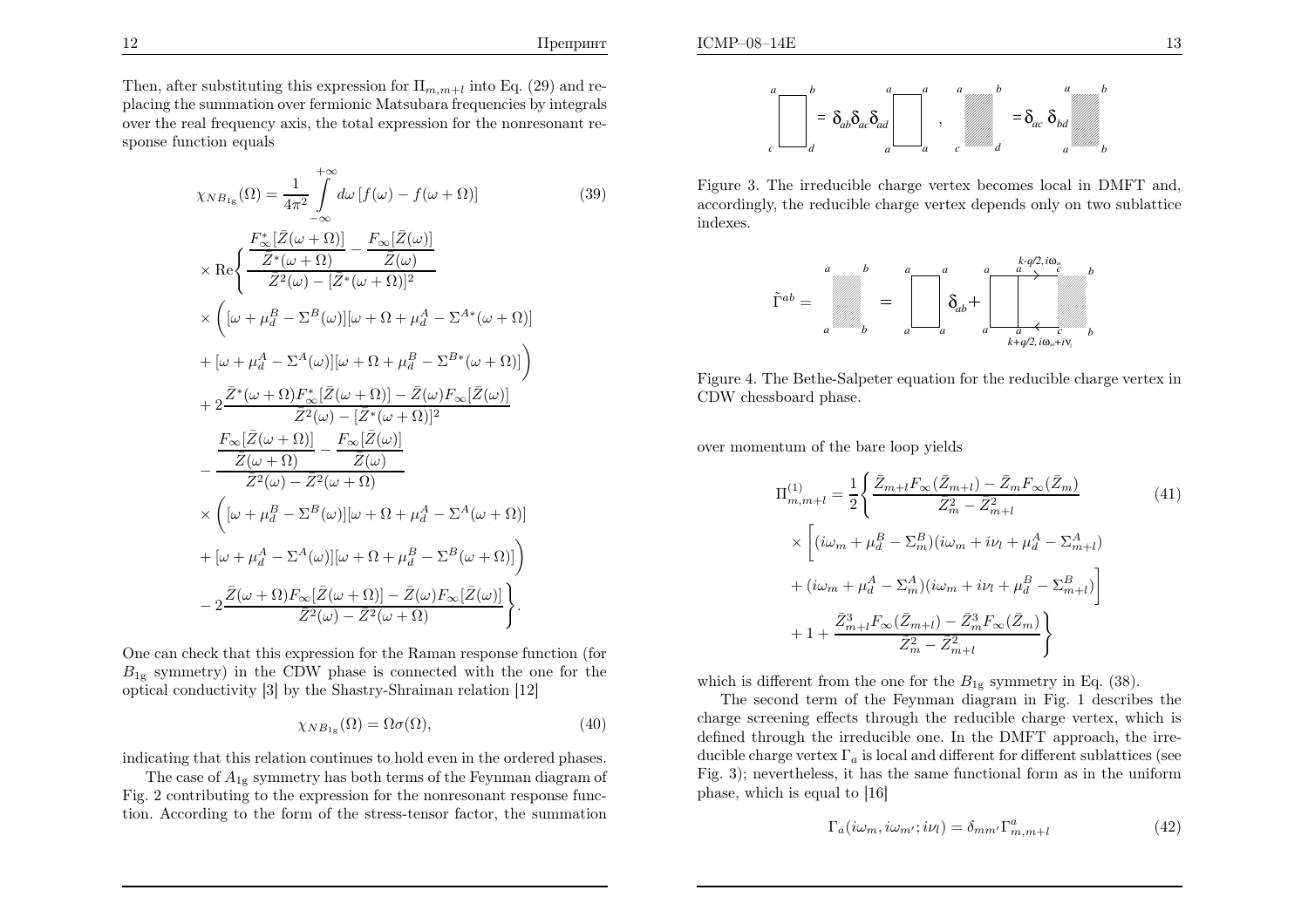Then, after substituting this expression for $\Pi_{m,m+l}$ into Eq. (29) and replacing the summation over fermionic Matsubara frequencies by integrals over the real frequency axis, the total expression for the nonresonant response function equals

$$
\begin{aligned}
\chi_{NB_{1g}}(\Omega) &= \frac{1}{4\pi^2}\int\limits_{-\infty}^{+\infty} d\omega\,[f(\omega)-f(\omega+\Omega)] \qquad (39)\\
&\times \mathrm{Re}\Biggl\{ \frac{\dfrac{F^*_\infty[\bar{Z}(\omega+\Omega)]}{\bar{Z}^*(\omega+\Omega)} - \dfrac{F_\infty[\bar{Z}(\omega)]}{\bar{Z}(\omega)}}{\bar{Z}^2(\omega)-[\bar{Z}^*(\omega+\Omega)]^2}\\
&\times \Bigl( [\omega+\mu_d^B-\Sigma^B(\omega)][\omega+\Omega+\mu_d^A-\Sigma^{A*}(\omega+\Omega)]\\
&+ [\omega+\mu_d^A-\Sigma^A(\omega)][\omega+\Omega+\mu_d^B-\Sigma^{B*}(\omega+\Omega)]\Bigr)\\
&+ 2\frac{\bar{Z}^*(\omega+\Omega)F^*_\infty[\bar{Z}(\omega+\Omega)] - \bar{Z}(\omega)F_\infty[\bar{Z}(\omega)]}{\bar{Z}^2(\omega)-[\bar{Z}^*(\omega+\Omega)]^2}\\
&- \frac{\dfrac{F_\infty[\bar{Z}(\omega+\Omega)]}{\bar{Z}(\omega+\Omega)} - \dfrac{F_\infty[\bar{Z}(\omega)]}{\bar{Z}(\omega)}}{\bar{Z}^2(\omega)-\bar{Z}^2(\omega+\Omega)}\\
&\times \Bigl( [\omega+\mu_d^B-\Sigma^B(\omega)][\omega+\Omega+\mu_d^A-\Sigma^{A}(\omega+\Omega)]\\
&+ [\omega+\mu_d^A-\Sigma^A(\omega)][\omega+\Omega+\mu_d^B-\Sigma^{B}(\omega+\Omega)]\Bigr)\\
&- 2\frac{\bar{Z}(\omega+\Omega)F_\infty[\bar{Z}(\omega+\Omega)] - \bar{Z}(\omega)F_\infty[\bar{Z}(\omega)]}{\bar{Z}^2(\omega)-\bar{Z}^2(\omega+\Omega)}\Biggr\}.
\end{aligned}
$$

One can check that this expression for the Raman response function (for $B_{1g}$ symmetry) in the CDW phase is connected with the one for the optical conductivity [3] by the Shastry-Shraiman relation [12]

$$\chi_{NB_{1g}}(\Omega) = \Omega\sigma(\Omega), \qquad (40)$$

indicating that this relation continues to hold even in the ordered phases.

The case of $A_{1g}$ symmetry has both terms of the Feynman diagram of Fig. 2 contributing to the expression for the nonresonant response function. According to the form of the stress-tensor factor, the summation over momentum of the bare loop yields

$$
\begin{aligned}
\Pi^{(1)}_{m,m+l} &= \frac{1}{2}\Biggl\{ \frac{\bar{Z}_{m+l}F_\infty(\bar{Z}_{m+l}) - \bar{Z}_m F_\infty(\bar{Z}_m)}{\bar{Z}_m^2-\bar{Z}_{m+l}^2} \qquad (41)\\
&\times \Bigl[ (i\omega_m+\mu_d^B-\Sigma_m^B)(i\omega_m+i\nu_l+\mu_d^A-\Sigma^A_{m+l})\\
&+ (i\omega_m+\mu_d^A-\Sigma_m^A)(i\omega_m+i\nu_l+\mu_d^B-\Sigma^B_{m+l})\Bigr]\\
&+ 1 + \frac{\bar{Z}^3_{m+l}F_\infty(\bar{Z}_{m+l}) - \bar{Z}^3_m F_\infty(\bar{Z}_m)}{\bar{Z}_m^2-\bar{Z}_{m+l}^2}\Biggr\}
\end{aligned}
$$

which is different from the one for the $B_{1g}$ symmetry in Eq. (38).

The second term of the Feynman diagram in Fig. 1 describes the charge screening effects through the reducible charge vertex, which is defined through the irreducible one. In the DMFT approach, the irreducible charge vertex $\Gamma_a$ is local and different for different sublattices (see Fig. 3); nevertheless, it has the same functional form as in the uniform phase, which is equal to [16]

$$\Gamma_a(i\omega_m, i\omega_{m'}; i\nu_l) = \delta_{mm'}\Gamma^a_{m,m+l} \qquad (42)$$

Figure 3. The irreducible charge vertex becomes local in DMFT and, accordingly, the reducible charge vertex depends only on two sublattice indexes.

Figure 4. The Bethe-Salpeter equation for the reducible charge vertex in CDW chessboard phase.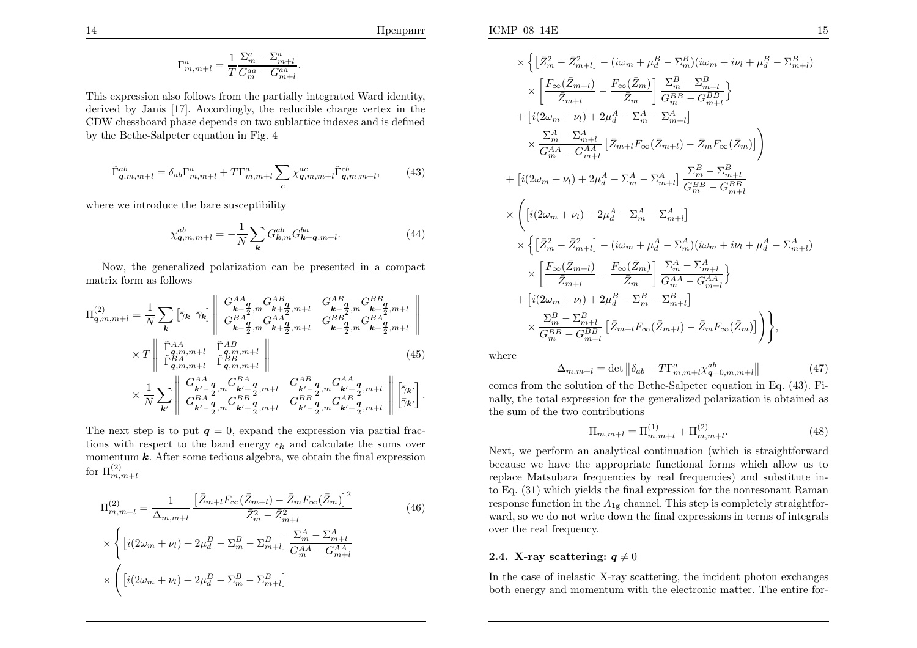$$\Gamma^a_{m,m+l} = \frac{1}{T}\frac{\Sigma^a_m - \Sigma^a_{m+l}}{G^{aa}_m - G^{aa}_{m+l}}.$$

This expression also follows from the partially integrated Ward identity, derived by Janis [17]. Accordingly, the reducible charge vertex in the CDW chessboard phase depends on two sublattice indexes and is defined by the Bethe-Salpeter equation in Fig. 4

$$\tilde{\Gamma}^{ab}_{\boldsymbol{q},m,m+l} = \delta_{ab}\Gamma^a_{m,m+l} + T\Gamma^a_{m,m+l}\sum_c \chi^{ac}_{\boldsymbol{q},m,m+l}\tilde{\Gamma}^{cb}_{\boldsymbol{q},m,m+l}, \tag{43}$$

where we introduce the bare susceptibility

$$\chi^{ab}_{\boldsymbol{q},m,m+l} = -\frac{1}{N}\sum_{\boldsymbol{k}} G^{ab}_{\boldsymbol{k},m} G^{ba}_{\boldsymbol{k}+\boldsymbol{q},m+l}. \tag{44}$$

Now, the generalized polarization can be presented in a compact matrix form as follows

$$\begin{aligned}
\Pi^{(2)}_{\boldsymbol{q},m,m+l} = {} & \frac{1}{N}\sum_{\boldsymbol{k}} \left[\bar{\gamma}_{\boldsymbol{k}}\ \bar{\gamma}_{\boldsymbol{k}}\right] \left\| \begin{matrix} G^{AA}_{\boldsymbol{k}-\frac{\boldsymbol{q}}{2},m} G^{AB}_{\boldsymbol{k}+\frac{\boldsymbol{q}}{2},m+l} & G^{AB}_{\boldsymbol{k}-\frac{\boldsymbol{q}}{2},m} G^{BB}_{\boldsymbol{k}+\frac{\boldsymbol{q}}{2},m+l} \\ G^{BA}_{\boldsymbol{k}-\frac{\boldsymbol{q}}{2},m} G^{AA}_{\boldsymbol{k}+\frac{\boldsymbol{q}}{2},m+l} & G^{BB}_{\boldsymbol{k}-\frac{\boldsymbol{q}}{2},m} G^{BA}_{\boldsymbol{k}+\frac{\boldsymbol{q}}{2},m+l} \end{matrix} \right\| \\
& \times T \left\| \begin{matrix} \tilde{\Gamma}^{AA}_{\boldsymbol{q},m,m+l} & \tilde{\Gamma}^{AB}_{\boldsymbol{q},m,m+l} \\ \tilde{\Gamma}^{BA}_{\boldsymbol{q},m,m+l} & \tilde{\Gamma}^{BB}_{\boldsymbol{q},m,m+l} \end{matrix} \right\| \\
& \times \frac{1}{N}\sum_{\boldsymbol{k}'} \left\| \begin{matrix} G^{AA}_{\boldsymbol{k}'-\frac{\boldsymbol{q}}{2},m} G^{BA}_{\boldsymbol{k}'+\frac{\boldsymbol{q}}{2},m+l} & G^{AB}_{\boldsymbol{k}'-\frac{\boldsymbol{q}}{2},m} G^{AA}_{\boldsymbol{k}'+\frac{\boldsymbol{q}}{2},m+l} \\ G^{BA}_{\boldsymbol{k}'-\frac{\boldsymbol{q}}{2},m} G^{BB}_{\boldsymbol{k}'+\frac{\boldsymbol{q}}{2},m+l} & G^{BB}_{\boldsymbol{k}'-\frac{\boldsymbol{q}}{2},m} G^{AB}_{\boldsymbol{k}'+\frac{\boldsymbol{q}}{2},m+l} \end{matrix} \right\| \begin{bmatrix} \bar{\gamma}_{\boldsymbol{k}'} \\ \bar{\gamma}_{\boldsymbol{k}'} \end{bmatrix}.
\end{aligned} \tag{45}$$

The next step is to put $\boldsymbol{q} = 0$, expand the expression via partial fractions with respect to the band energy $\epsilon_{\boldsymbol{k}}$ and calculate the sums over momentum $\boldsymbol{k}$. After some tedious algebra, we obtain the final expression for $\Pi^{(2)}_{m,m+l}$

$$\begin{aligned}
\Pi^{(2)}_{m,m+l} = {} & \frac{1}{\Delta_{m,m+l}} \frac{\left[\bar{Z}_{m+l}F_\infty(\bar{Z}_{m+l}) - \bar{Z}_m F_\infty(\bar{Z}_m)\right]^2}{\bar{Z}^2_m - \bar{Z}^2_{m+l}} \\
& \times \Bigg\{ \left[i(2\omega_m + \nu_l) + 2\mu^B_d - \Sigma^B_m - \Sigma^B_{m+l}\right] \frac{\Sigma^A_m - \Sigma^A_{m+l}}{G^{AA}_m - G^{AA}_{m+l}} \\
& \times \Bigg( \left[i(2\omega_m + \nu_l) + 2\mu^B_d - \Sigma^B_m - \Sigma^B_{m+l}\right] \\
& \times \Big\{ \left[\bar{Z}^2_m - \bar{Z}^2_{m+l}\right] - (i\omega_m + \mu^B_d - \Sigma^B_m)(i\omega_m + i\nu_l + \mu^B_d - \Sigma^B_{m+l}) \\
& \times \left[\frac{F_\infty(\bar{Z}_{m+l})}{\bar{Z}_{m+l}} - \frac{F_\infty(\bar{Z}_m)}{\bar{Z}_m}\right] \frac{\Sigma^B_m - \Sigma^B_{m+l}}{G^{BB}_m - G^{BB}_{m+l}} \Big\} \\
& + \left[i(2\omega_m + \nu_l) + 2\mu^A_d - \Sigma^A_m - \Sigma^A_{m+l}\right] \\
& \times \frac{\Sigma^A_m - \Sigma^A_{m+l}}{G^{AA}_m - G^{AA}_{m+l}} \left[\bar{Z}_{m+l}F_\infty(\bar{Z}_{m+l}) - \bar{Z}_m F_\infty(\bar{Z}_m)\right] \Bigg) \\
& + \left[i(2\omega_m + \nu_l) + 2\mu^A_d - \Sigma^A_m - \Sigma^A_{m+l}\right] \frac{\Sigma^B_m - \Sigma^B_{m+l}}{G^{BB}_m - G^{BB}_{m+l}} \\
& \times \Bigg( \left[i(2\omega_m + \nu_l) + 2\mu^A_d - \Sigma^A_m - \Sigma^A_{m+l}\right] \\
& \times \Big\{ \left[\bar{Z}^2_m - \bar{Z}^2_{m+l}\right] - (i\omega_m + \mu^A_d - \Sigma^A_m)(i\omega_m + i\nu_l + \mu^A_d - \Sigma^A_{m+l}) \\
& \times \left[\frac{F_\infty(\bar{Z}_{m+l})}{\bar{Z}_{m+l}} - \frac{F_\infty(\bar{Z}_m)}{\bar{Z}_m}\right] \frac{\Sigma^A_m - \Sigma^A_{m+l}}{G^{AA}_m - G^{AA}_{m+l}} \Big\} \\
& + \left[i(2\omega_m + \nu_l) + 2\mu^B_d - \Sigma^B_m - \Sigma^B_{m+l}\right] \\
& \times \frac{\Sigma^B_m - \Sigma^B_{m+l}}{G^{BB}_m - G^{BB}_{m+l}} \left[\bar{Z}_{m+l}F_\infty(\bar{Z}_{m+l}) - \bar{Z}_m F_\infty(\bar{Z}_m)\right] \Bigg) \Bigg\},
\end{aligned} \tag{46}$$

where

$$\Delta_{m,m+l} = \det\left\| \delta_{ab} - T\Gamma^a_{m,m+l}\chi^{ab}_{\boldsymbol{q}=0,m,m+l} \right\| \tag{47}$$

comes from the solution of the Bethe-Salpeter equation in Eq. (43). Finally, the total expression for the generalized polarization is obtained as the sum of the two contributions

$$\Pi_{m,m+l} = \Pi^{(1)}_{m,m+l} + \Pi^{(2)}_{m,m+l}. \tag{48}$$

Next, we perform an analytical continuation (which is straightforward because we have the appropriate functional forms which allow us to replace Matsubara frequencies by real frequencies) and substitute into Eq. (31) which yields the final expression for the nonresonant Raman response function in the $A_{1g}$ channel. This step is completely straightforward, so we do not write down the final expressions in terms of integrals over the real frequency.

### 2.4. X-ray scattering: $\boldsymbol{q} \neq 0$

In the case of inelastic X-ray scattering, the incident photon exchanges both energy and momentum with the electronic matter. The entire for-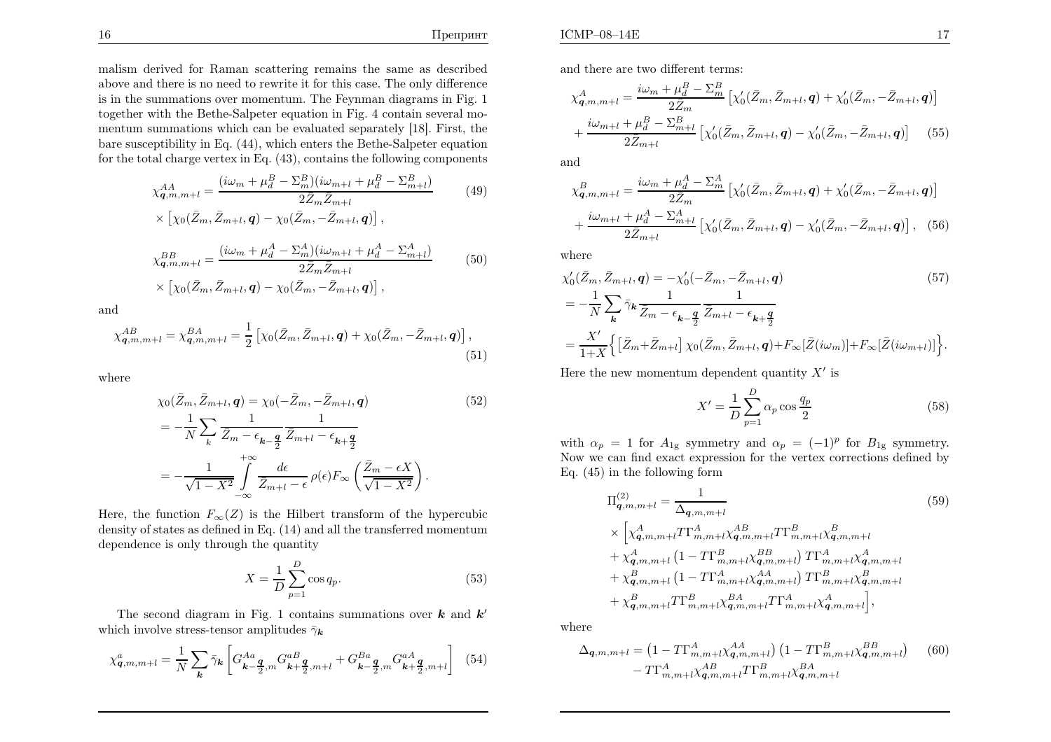malism derived for Raman scattering remains the same as described above and there is no need to rewrite it for this case. The only difference is in the summations over momentum. The Feynman diagrams in Fig. 1 together with the Bethe-Salpeter equation in Fig. 4 contain several momentum summations which can be evaluated separately [18]. First, the bare susceptibility in Eq. (44), which enters the Bethe-Salpeter equation for the total charge vertex in Eq. (43), contains the following components

$$
\begin{aligned}
\chi^{AA}_{\boldsymbol{q},m,m+l} &= \frac{(i\omega_m + \mu^B_d - \Sigma^B_m)(i\omega_{m+l} + \mu^B_d - \Sigma^B_{m+l})}{2\bar{Z}_m \bar{Z}_{m+l}} \\
&\times \left[\chi_0(\bar{Z}_m, \bar{Z}_{m+l}, \boldsymbol{q}) - \chi_0(\bar{Z}_m, -\bar{Z}_{m+l}, \boldsymbol{q})\right],
\end{aligned}
\tag{49}
$$

$$
\begin{aligned}
\chi^{BB}_{\boldsymbol{q},m,m+l} &= \frac{(i\omega_m + \mu^A_d - \Sigma^A_m)(i\omega_{m+l} + \mu^A_d - \Sigma^A_{m+l})}{2\bar{Z}_m \bar{Z}_{m+l}} \\
&\times \left[\chi_0(\bar{Z}_m, \bar{Z}_{m+l}, \boldsymbol{q}) - \chi_0(\bar{Z}_m, -\bar{Z}_{m+l}, \boldsymbol{q})\right],
\end{aligned}
\tag{50}
$$

and

$$
\chi^{AB}_{\boldsymbol{q},m,m+l} = \chi^{BA}_{\boldsymbol{q},m,m+l} = \frac{1}{2}\left[\chi_0(\bar{Z}_m, \bar{Z}_{m+l}, \boldsymbol{q}) + \chi_0(\bar{Z}_m, -\bar{Z}_{m+l}, \boldsymbol{q})\right],
\tag{51}
$$

where

$$
\begin{aligned}
\chi_0(\bar{Z}_m, \bar{Z}_{m+l}, \boldsymbol{q}) &= \chi_0(-\bar{Z}_m, -\bar{Z}_{m+l}, \boldsymbol{q}) \\
&= -\frac{1}{N}\sum_{k} \frac{1}{\bar{Z}_m - \epsilon_{\boldsymbol{k}-\frac{\boldsymbol{q}}{2}}} \frac{1}{\bar{Z}_{m+l} - \epsilon_{\boldsymbol{k}+\frac{\boldsymbol{q}}{2}}} \\
&= -\frac{1}{\sqrt{1-X^2}} \int\limits_{-\infty}^{+\infty} \frac{d\epsilon}{\bar{Z}_{m+l} - \epsilon}\, \rho(\epsilon) F_\infty\left(\frac{\bar{Z}_m - \epsilon X}{\sqrt{1-X^2}}\right).
\end{aligned}
\tag{52}
$$

Here, the function $F_\infty(Z)$ is the Hilbert transform of the hypercubic density of states as defined in Eq. (14) and all the transferred momentum dependence is only through the quantity

$$
X = \frac{1}{D}\sum_{p=1}^{D} \cos q_p.
\tag{53}
$$

The second diagram in Fig. 1 contains summations over $\boldsymbol{k}$ and $\boldsymbol{k}'$ which involve stress-tensor amplitudes $\bar{\gamma}_{\boldsymbol{k}}$

$$
\chi^{a}_{\boldsymbol{q},m,m+l} = \frac{1}{N}\sum_{\boldsymbol{k}} \bar{\gamma}_{\boldsymbol{k}} \left[G^{Aa}_{\boldsymbol{k}-\frac{\boldsymbol{q}}{2},m} G^{aB}_{\boldsymbol{k}+\frac{\boldsymbol{q}}{2},m+l} + G^{Ba}_{\boldsymbol{k}-\frac{\boldsymbol{q}}{2},m} G^{aA}_{\boldsymbol{k}+\frac{\boldsymbol{q}}{2},m+l}\right]
\tag{54}
$$

and there are two different terms:

$$
\begin{aligned}
\chi^{A}_{\boldsymbol{q},m,m+l} &= \frac{i\omega_m + \mu^B_d - \Sigma^B_m}{2\bar{Z}_m}\left[\chi'_0(\bar{Z}_m, \bar{Z}_{m+l}, \boldsymbol{q}) + \chi'_0(\bar{Z}_m, -\bar{Z}_{m+l}, \boldsymbol{q})\right] \\
&+ \frac{i\omega_{m+l} + \mu^B_d - \Sigma^B_{m+l}}{2\bar{Z}_{m+l}}\left[\chi'_0(\bar{Z}_m, \bar{Z}_{m+l}, \boldsymbol{q}) - \chi'_0(\bar{Z}_m, -\bar{Z}_{m+l}, \boldsymbol{q})\right]
\end{aligned}
\tag{55}
$$

and

$$
\begin{aligned}
\chi^{B}_{\boldsymbol{q},m,m+l} &= \frac{i\omega_m + \mu^A_d - \Sigma^A_m}{2\bar{Z}_m}\left[\chi'_0(\bar{Z}_m, \bar{Z}_{m+l}, \boldsymbol{q}) + \chi'_0(\bar{Z}_m, -\bar{Z}_{m+l}, \boldsymbol{q})\right] \\
&+ \frac{i\omega_{m+l} + \mu^A_d - \Sigma^A_{m+l}}{2\bar{Z}_{m+l}}\left[\chi'_0(\bar{Z}_m, \bar{Z}_{m+l}, \boldsymbol{q}) - \chi'_0(\bar{Z}_m, -\bar{Z}_{m+l}, \boldsymbol{q})\right],
\end{aligned}
\tag{56}
$$

where

$$
\begin{aligned}
&\chi'_0(\bar{Z}_m, \bar{Z}_{m+l}, \boldsymbol{q}) = -\chi'_0(-\bar{Z}_m, -\bar{Z}_{m+l}, \boldsymbol{q}) \\
&= -\frac{1}{N}\sum_{\boldsymbol{k}} \bar{\gamma}_{\boldsymbol{k}} \frac{1}{\bar{Z}_m - \epsilon_{\boldsymbol{k}-\frac{\boldsymbol{q}}{2}}} \frac{1}{\bar{Z}_{m+l} - \epsilon_{\boldsymbol{k}+\frac{\boldsymbol{q}}{2}}} \\
&= \frac{X'}{1+X}\Big\{\left[\bar{Z}_m + \bar{Z}_{m+l}\right]\chi_0(\bar{Z}_m, \bar{Z}_{m+l}, \boldsymbol{q}) + F_\infty[\bar{Z}(i\omega_m)] + F_\infty[\bar{Z}(i\omega_{m+l})]\Big\}.
\end{aligned}
\tag{57}
$$

Here the new momentum dependent quantity $X'$ is

$$
X' = \frac{1}{D}\sum_{p=1}^{D} \alpha_p \cos\frac{q_p}{2}
\tag{58}
$$

with $\alpha_p = 1$ for $A_{1g}$ symmetry and $\alpha_p = (-1)^p$ for $B_{1g}$ symmetry. Now we can find exact expression for the vertex corrections defined by Eq. (45) in the following form

$$
\begin{aligned}
\Pi^{(2)}_{\boldsymbol{q},m,m+l} &= \frac{1}{\Delta_{\boldsymbol{q},m,m+l}} \\
&\times \Big[\chi^A_{\boldsymbol{q},m,m+l} T\Gamma^A_{m,m+l} \chi^{AB}_{\boldsymbol{q},m,m+l} T\Gamma^B_{m,m+l} \chi^B_{\boldsymbol{q},m,m+l} \\
&+ \chi^A_{\boldsymbol{q},m,m+l}\left(1 - T\Gamma^B_{m,m+l}\chi^{BB}_{\boldsymbol{q},m,m+l}\right) T\Gamma^A_{m,m+l} \chi^A_{\boldsymbol{q},m,m+l} \\
&+ \chi^B_{\boldsymbol{q},m,m+l}\left(1 - T\Gamma^A_{m,m+l}\chi^{AA}_{\boldsymbol{q},m,m+l}\right) T\Gamma^B_{m,m+l} \chi^B_{\boldsymbol{q},m,m+l} \\
&+ \chi^B_{\boldsymbol{q},m,m+l} T\Gamma^B_{m,m+l} \chi^{BA}_{\boldsymbol{q},m,m+l} T\Gamma^A_{m,m+l} \chi^A_{\boldsymbol{q},m,m+l}\Big],
\end{aligned}
\tag{59}
$$

where

$$
\begin{aligned}
\Delta_{\boldsymbol{q},m,m+l} &= \left(1 - T\Gamma^A_{m,m+l}\chi^{AA}_{\boldsymbol{q},m,m+l}\right)\left(1 - T\Gamma^B_{m,m+l}\chi^{BB}_{\boldsymbol{q},m,m+l}\right) \\
&- T\Gamma^A_{m,m+l}\chi^{AB}_{\boldsymbol{q},m,m+l} T\Gamma^B_{m,m+l}\chi^{BA}_{\boldsymbol{q},m,m+l}
\end{aligned}
\tag{60}
$$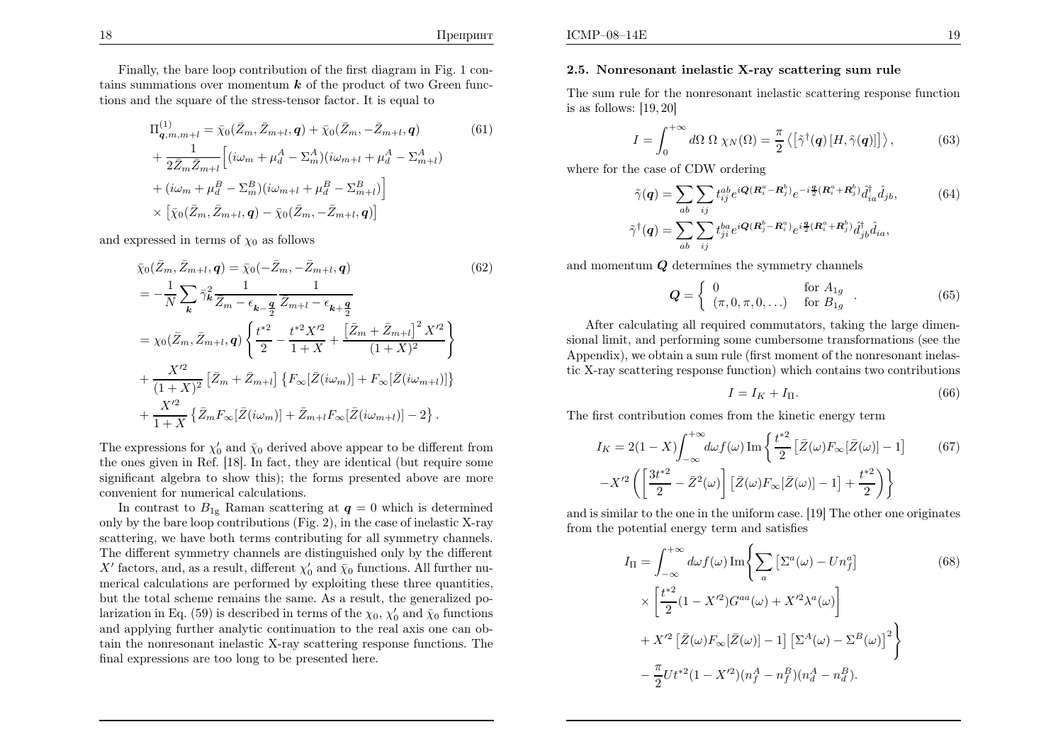Finally, the bare loop contribution of the first diagram in Fig. 1 contains summations over momentum $\boldsymbol{k}$ of the product of two Green functions and the square of the stress-tensor factor. It is equal to

$$
\begin{aligned}
\Pi^{(1)}_{\boldsymbol{q},m,m+l} &= \bar{\chi}_0(\bar{Z}_m, \bar{Z}_{m+l}, \boldsymbol{q}) + \bar{\chi}_0(\bar{Z}_m, -\bar{Z}_{m+l}, \boldsymbol{q}) \\
&+ \frac{1}{2\bar{Z}_m \bar{Z}_{m+l}} \Big[ (i\omega_m + \mu_d^A - \Sigma_m^A)(i\omega_{m+l} + \mu_d^A - \Sigma_{m+l}^A) \\
&+ (i\omega_m + \mu_d^B - \Sigma_m^B)(i\omega_{m+l} + \mu_d^B - \Sigma_{m+l}^B) \Big] \\
&\times \left[ \bar{\chi}_0(\bar{Z}_m, \bar{Z}_{m+l}, \boldsymbol{q}) - \bar{\chi}_0(\bar{Z}_m, -\bar{Z}_{m+l}, \boldsymbol{q}) \right]
\end{aligned} \tag{61}
$$

and expressed in terms of $\chi_0$ as follows

$$
\begin{aligned}
\bar{\chi}_0(\bar{Z}_m, \bar{Z}_{m+l}, \boldsymbol{q}) &= \bar{\chi}_0(-\bar{Z}_m, -\bar{Z}_{m+l}, \boldsymbol{q}) \\
&= -\frac{1}{N} \sum_{\boldsymbol{k}} \bar{\gamma}_{\boldsymbol{k}}^2 \frac{1}{\bar{Z}_m - \epsilon_{\boldsymbol{k}-\frac{\boldsymbol{q}}{2}}} \frac{1}{\bar{Z}_{m+l} - \epsilon_{\boldsymbol{k}+\frac{\boldsymbol{q}}{2}}} \\
&= \chi_0(\bar{Z}_m, \bar{Z}_{m+l}, \boldsymbol{q}) \left\{ \frac{t^{*2}}{2} - \frac{t^{*2} X'^2}{1+X} + \frac{\left[\bar{Z}_m + \bar{Z}_{m+l}\right]^2 X'^2}{(1+X)^2} \right\} \\
&+ \frac{X'^2}{(1+X)^2} \left[\bar{Z}_m + \bar{Z}_{m+l}\right] \left\{ F_\infty[\bar{Z}(i\omega_m)] + F_\infty[\bar{Z}(i\omega_{m+l})] \right\} \\
&+ \frac{X'^2}{1+X} \left\{ \bar{Z}_m F_\infty[\bar{Z}(i\omega_m)] + \bar{Z}_{m+l} F_\infty[\bar{Z}(i\omega_{m+l})] - 2 \right\}.
\end{aligned} \tag{62}
$$

The expressions for $\chi'_0$ and $\bar{\chi}_0$ derived above appear to be different from the ones given in Ref. [18]. In fact, they are identical (but require some significant algebra to show this); the forms presented above are more convenient for numerical calculations.

In contrast to $B_{1g}$ Raman scattering at $\boldsymbol{q} = 0$ which is determined only by the bare loop contributions (Fig. 2), in the case of inelastic X-ray scattering, we have both terms contributing for all symmetry channels. The different symmetry channels are distinguished only by the different $X'$ factors, and, as a result, different $\chi'_0$ and $\bar{\chi}_0$ functions. All further numerical calculations are performed by exploiting these three quantities, but the total scheme remains the same. As a result, the generalized polarization in Eq. (59) is described in terms of the $\chi_0$, $\chi'_0$ and $\bar{\chi}_0$ functions and applying further analytic continuation to the real axis one can obtain the nonresonant inelastic X-ray scattering response functions. The final expressions are too long to be presented here.

### 2.5. Nonresonant inelastic X-ray scattering sum rule

The sum rule for the nonresonant inelastic scattering response function is as follows: [19, 20]

$$
I = \int_0^{+\infty} d\Omega\, \Omega\, \chi_N(\Omega) = \frac{\pi}{2} \left\langle \left[\tilde{\gamma}^\dagger(\boldsymbol{q}) \left[H, \tilde{\gamma}(\boldsymbol{q})\right]\right] \right\rangle, \tag{63}
$$

where for the case of CDW ordering

$$
\begin{aligned}
\tilde{\gamma}(\boldsymbol{q}) &= \sum_{ab} \sum_{ij} t_{ij}^{ab} e^{i\boldsymbol{Q}(\boldsymbol{R}_i^a - \boldsymbol{R}_j^b)} e^{-i\frac{\boldsymbol{q}}{2}(\boldsymbol{R}_i^a + \boldsymbol{R}_j^b)} \hat{d}_{ia}^\dagger \hat{d}_{jb}, \\
\tilde{\gamma}^\dagger(\boldsymbol{q}) &= \sum_{ab} \sum_{ij} t_{ji}^{ba} e^{i\boldsymbol{Q}(\boldsymbol{R}_j^b - \boldsymbol{R}_i^a)} e^{i\frac{\boldsymbol{q}}{2}(\boldsymbol{R}_i^a + \boldsymbol{R}_j^b)} \hat{d}_{jb}^\dagger \hat{d}_{ia},
\end{aligned} \tag{64}
$$

and momentum $\boldsymbol{Q}$ determines the symmetry channels

$$
\boldsymbol{Q} = \begin{cases} 0 & \text{for } A_{1g} \\ (\pi, 0, \pi, 0, \ldots) & \text{for } B_{1g} \end{cases}. \tag{65}
$$

After calculating all required commutators, taking the large dimensional limit, and performing some cumbersome transformations (see the Appendix), we obtain a sum rule (first moment of the nonresonant inelastic X-ray scattering response function) which contains two contributions

$$
I = I_K + I_\Pi. \tag{66}
$$

The first contribution comes from the kinetic energy term

$$
\begin{aligned}
I_K = 2(1-X) \int_{-\infty}^{+\infty} d\omega f(\omega)\, \mathrm{Im} \bigg\{ &\frac{t^{*2}}{2} \left[\bar{Z}(\omega) F_\infty[\bar{Z}(\omega)] - 1\right] \\
-X'^2 \bigg( &\left[\frac{3t^{*2}}{2} - \bar{Z}^2(\omega)\right] \left[\bar{Z}(\omega) F_\infty[\bar{Z}(\omega)] - 1\right] + \frac{t^{*2}}{2} \bigg) \bigg\}
\end{aligned} \tag{67}
$$

and is similar to the one in the uniform case. [19] The other one originates from the potential energy term and satisfies

$$
\begin{aligned}
I_\Pi = \int_{-\infty}^{+\infty} d\omega f(\omega)\, \mathrm{Im} \Bigg\{ &\sum_a \left[\Sigma^a(\omega) - U n_f^a\right] \\
&\times \left[\frac{t^{*2}}{2}(1 - X'^2) G^{aa}(\omega) + X'^2 \lambda^a(\omega)\right] \\
&+ X'^2 \left[\bar{Z}(\omega) F_\infty[\bar{Z}(\omega)] - 1\right] \left[\Sigma^A(\omega) - \Sigma^B(\omega)\right]^2 \Bigg\} \\
&- \frac{\pi}{2} U t^{*2} (1 - X'^2)(n_f^A - n_f^B)(n_d^A - n_d^B).
\end{aligned} \tag{68}
$$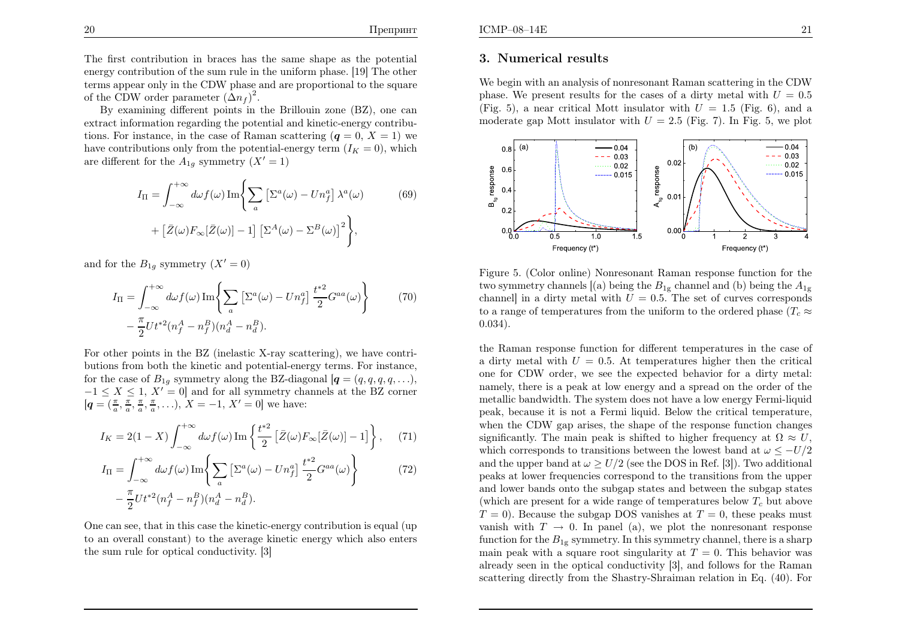The first contribution in braces has the same shape as the potential energy contribution of the sum rule in the uniform phase. [19] The other terms appear only in the CDW phase and are proportional to the square of the CDW order parameter $(\Delta n_f)^2$.

By examining different points in the Brillouin zone (BZ), one can extract information regarding the potential and kinetic-energy contributions. For instance, in the case of Raman scattering ($\boldsymbol{q} = 0$, $X = 1$) we have contributions only from the potential-energy term ($I_K = 0$), which are different for the $A_{1g}$ symmetry ($X' = 1$)

$$I_\Pi = \int_{-\infty}^{+\infty} d\omega f(\omega) \, \mathrm{Im}\Bigg\{ \sum_a \left[\Sigma^a(\omega) - Un_f^a\right] \lambda^a(\omega) + \left[\bar{Z}(\omega)F_\infty[\bar{Z}(\omega)] - 1\right] \left[\Sigma^A(\omega) - \Sigma^B(\omega)\right]^2 \Bigg\}, \tag{69}$$

and for the $B_{1g}$ symmetry ($X' = 0$)

$$I_\Pi = \int_{-\infty}^{+\infty} d\omega f(\omega) \, \mathrm{Im}\Bigg\{ \sum_a \left[\Sigma^a(\omega) - Un_f^a\right] \frac{t^{*2}}{2} G^{aa}(\omega) \Bigg\} - \frac{\pi}{2} U t^{*2} (n_f^A - n_f^B)(n_d^A - n_d^B). \tag{70}$$

For other points in the BZ (inelastic X-ray scattering), we have contributions from both the kinetic and potential-energy terms. For instance, for the case of $B_{1g}$ symmetry along the BZ-diagonal [$\boldsymbol{q} = (q, q, q, q, \ldots)$, $-1 \le X \le 1$, $X' = 0$] and for all symmetry channels at the BZ corner [$\boldsymbol{q} = (\frac{\pi}{a}, \frac{\pi}{a}, \frac{\pi}{a}, \frac{\pi}{a}, \ldots)$, $X = -1$, $X' = 0$] we have:

$$I_K = 2(1 - X) \int_{-\infty}^{+\infty} d\omega f(\omega) \, \mathrm{Im}\left\{ \frac{t^{*2}}{2} \left[\bar{Z}(\omega)F_\infty[\bar{Z}(\omega)] - 1\right] \right\}, \tag{71}$$

$$I_\Pi = \int_{-\infty}^{+\infty} d\omega f(\omega) \, \mathrm{Im}\Bigg\{ \sum_a \left[\Sigma^a(\omega) - Un_f^a\right] \frac{t^{*2}}{2} G^{aa}(\omega) \Bigg\} - \frac{\pi}{2} U t^{*2} (n_f^A - n_f^B)(n_d^A - n_d^B). \tag{72}$$

One can see, that in this case the kinetic-energy contribution is equal (up to an overall constant) to the average kinetic energy which also enters the sum rule for optical conductivity. [3]

## 3. Numerical results

We begin with an analysis of nonresonant Raman scattering in the CDW phase. We present results for the cases of a dirty metal with $U = 0.5$ (Fig. 5), a near critical Mott insulator with $U = 1.5$ (Fig. 6), and a moderate gap Mott insulator with $U = 2.5$ (Fig. 7). In Fig. 5, we plot

Figure 5. (Color online) Nonresonant Raman response function for the two symmetry channels [(a) being the $B_{1g}$ channel and (b) being the $A_{1g}$ channel] in a dirty metal with $U = 0.5$. The set of curves corresponds to a range of temperatures from the uniform to the ordered phase ($T_c \approx 0.034$).

the Raman response function for different temperatures in the case of a dirty metal with $U = 0.5$. At temperatures higher then the critical one for CDW order, we see the expected behavior for a dirty metal: namely, there is a peak at low energy and a spread on the order of the metallic bandwidth. The system does not have a low energy Fermi-liquid peak, because it is not a Fermi liquid. Below the critical temperature, when the CDW gap arises, the shape of the response function changes significantly. The main peak is shifted to higher frequency at $\Omega \approx U$, which corresponds to transitions between the lowest band at $\omega \le -U/2$ and the upper band at $\omega \ge U/2$ (see the DOS in Ref. [3]). Two additional peaks at lower frequencies correspond to the transitions from the upper and lower bands onto the subgap states and between the subgap states (which are present for a wide range of temperatures below $T_c$ but above $T = 0$). Because the subgap DOS vanishes at $T = 0$, these peaks must vanish with $T \to 0$. In panel (a), we plot the nonresonant response function for the $B_{1g}$ symmetry. In this symmetry channel, there is a sharp main peak with a square root singularity at $T = 0$. This behavior was already seen in the optical conductivity [3], and follows for the Raman scattering directly from the Shastry-Shraiman relation in Eq. (40). For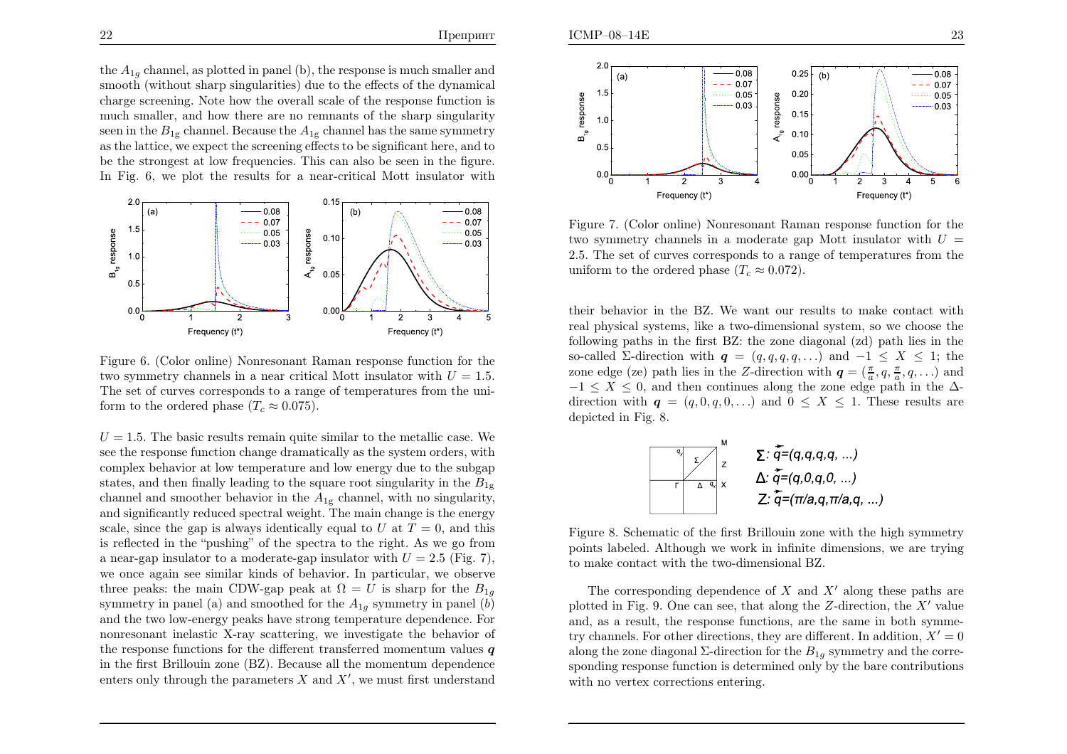the $A_{1g}$ channel, as plotted in panel (b), the response is much smaller and smooth (without sharp singularities) due to the effects of the dynamical charge screening. Note how the overall scale of the response function is much smaller, and how there are no remnants of the sharp singularity seen in the $B_{1g}$ channel. Because the $A_{1g}$ channel has the same symmetry as the lattice, we expect the screening effects to be significant here, and to be the strongest at low frequencies. This can also be seen in the figure. In Fig. 6, we plot the results for a near-critical Mott insulator with $U = 1.5$. The basic results remain quite similar to the metallic case. We see the response function change dramatically as the system orders, with complex behavior at low temperature and low energy due to the subgap states, and then finally leading to the square root singularity in the $B_{1g}$ channel and smoother behavior in the $A_{1g}$ channel, with no singularity, and significantly reduced spectral weight. The main change is the energy scale, since the gap is always identically equal to $U$ at $T = 0$, and this is reflected in the "pushing" of the spectra to the right. As we go from a near-gap insulator to a moderate-gap insulator with $U = 2.5$ (Fig. 7), we once again see similar kinds of behavior. In particular, we observe three peaks: the main CDW-gap peak at $\Omega = U$ is sharp for the $B_{1g}$ symmetry in panel (a) and smoothed for the $A_{1g}$ symmetry in panel (b) and the two low-energy peaks have strong temperature dependence. For nonresonant inelastic X-ray scattering, we investigate the behavior of the response functions for the different transferred momentum values $\boldsymbol{q}$ in the first Brillouin zone (BZ). Because all the momentum dependence enters only through the parameters $X$ and $X'$, we must first understand

Figure 6. (Color online) Nonresonant Raman response function for the two symmetry channels in a near critical Mott insulator with $U = 1.5$. The set of curves corresponds to a range of temperatures from the uniform to the ordered phase ($T_c \approx 0.075$).

Figure 7. (Color online) Nonresonant Raman response function for the two symmetry channels in a moderate gap Mott insulator with $U = 2.5$. The set of curves corresponds to a range of temperatures from the uniform to the ordered phase ($T_c \approx 0.072$).

their behavior in the BZ. We want our results to make contact with real physical systems, like a two-dimensional system, so we choose the following paths in the first BZ: the zone diagonal (zd) path lies in the so-called $\Sigma$-direction with $\boldsymbol{q} = (q, q, q, q, \ldots)$ and $-1 \le X \le 1$; the zone edge (ze) path lies in the $Z$-direction with $\boldsymbol{q} = (\frac{\pi}{a}, q, \frac{\pi}{a}, q, \ldots)$ and $-1 \le X \le 0$, and then continues along the zone edge path in the $\Delta$-direction with $\boldsymbol{q} = (q, 0, q, 0, \ldots)$ and $0 \le X \le 1$. These results are depicted in Fig. 8.

Figure 8. Schematic of the first Brillouin zone with the high symmetry points labeled. Although we work in infinite dimensions, we are trying to make contact with the two-dimensional BZ.

The corresponding dependence of $X$ and $X'$ along these paths are plotted in Fig. 9. One can see, that along the $Z$-direction, the $X'$ value and, as a result, the response functions, are the same in both symmetry channels. For other directions, they are different. In addition, $X' = 0$ along the zone diagonal $\Sigma$-direction for the $B_{1g}$ symmetry and the corresponding response function is determined only by the bare contributions with no vertex corrections entering.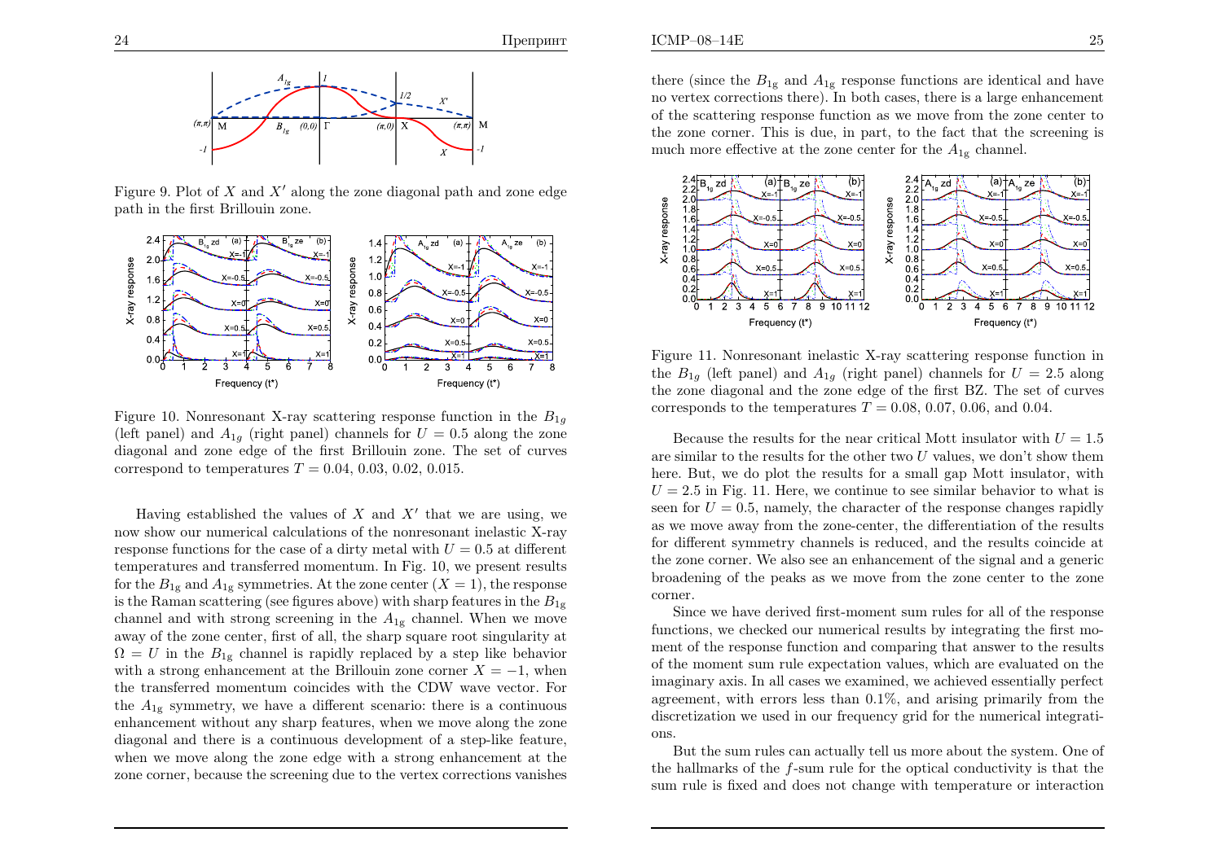Figure 9. Plot of $X$ and $X'$ along the zone diagonal path and zone edge path in the first Brillouin zone.

Figure 10. Nonresonant X-ray scattering response function in the $B_{1g}$ (left panel) and $A_{1g}$ (right panel) channels for $U = 0.5$ along the zone diagonal and zone edge of the first Brillouin zone. The set of curves correspond to temperatures $T = 0.04, 0.03, 0.02, 0.015$.

Having established the values of $X$ and $X'$ that we are using, we now show our numerical calculations of the nonresonant inelastic X-ray response functions for the case of a dirty metal with $U = 0.5$ at different temperatures and transferred momentum. In Fig. 10, we present results for the $B_{1g}$ and $A_{1g}$ symmetries. At the zone center ($X = 1$), the response is the Raman scattering (see figures above) with sharp features in the $B_{1g}$ channel and with strong screening in the $A_{1g}$ channel. When we move away of the zone center, first of all, the sharp square root singularity at $\Omega = U$ in the $B_{1g}$ channel is rapidly replaced by a step like behavior with a strong enhancement at the Brillouin zone corner $X = -1$, when the transferred momentum coincides with the CDW wave vector. For the $A_{1g}$ symmetry, we have a different scenario: there is a continuous enhancement without any sharp features, when we move along the zone diagonal and there is a continuous development of a step-like feature, when we move along the zone edge with a strong enhancement at the zone corner, because the screening due to the vertex corrections vanishes there (since the $B_{1g}$ and $A_{1g}$ response functions are identical and have no vertex corrections there). In both cases, there is a large enhancement of the scattering response function as we move from the zone center to the zone corner. This is due, in part, to the fact that the screening is much more effective at the zone center for the $A_{1g}$ channel.

Figure 11. Nonresonant inelastic X-ray scattering response function in the $B_{1g}$ (left panel) and $A_{1g}$ (right panel) channels for $U = 2.5$ along the zone diagonal and the zone edge of the first BZ. The set of curves corresponds to the temperatures $T = 0.08, 0.07, 0.06$, and $0.04$.

Because the results for the near critical Mott insulator with $U = 1.5$ are similar to the results for the other two $U$ values, we don't show them here. But, we do plot the results for a small gap Mott insulator, with $U = 2.5$ in Fig. 11. Here, we continue to see similar behavior to what is seen for $U = 0.5$, namely, the character of the response changes rapidly as we move away from the zone-center, the differentiation of the results for different symmetry channels is reduced, and the results coincide at the zone corner. We also see an enhancement of the signal and a generic broadening of the peaks as we move from the zone center to the zone corner.

Since we have derived first-moment sum rules for all of the response functions, we checked our numerical results by integrating the first moment of the response function and comparing that answer to the results of the moment sum rule expectation values, which are evaluated on the imaginary axis. In all cases we examined, we achieved essentially perfect agreement, with errors less than 0.1%, and arising primarily from the discretization we used in our frequency grid for the numerical integrations.

But the sum rules can actually tell us more about the system. One of the hallmarks of the $f$-sum rule for the optical conductivity is that the sum rule is fixed and does not change with temperature or interaction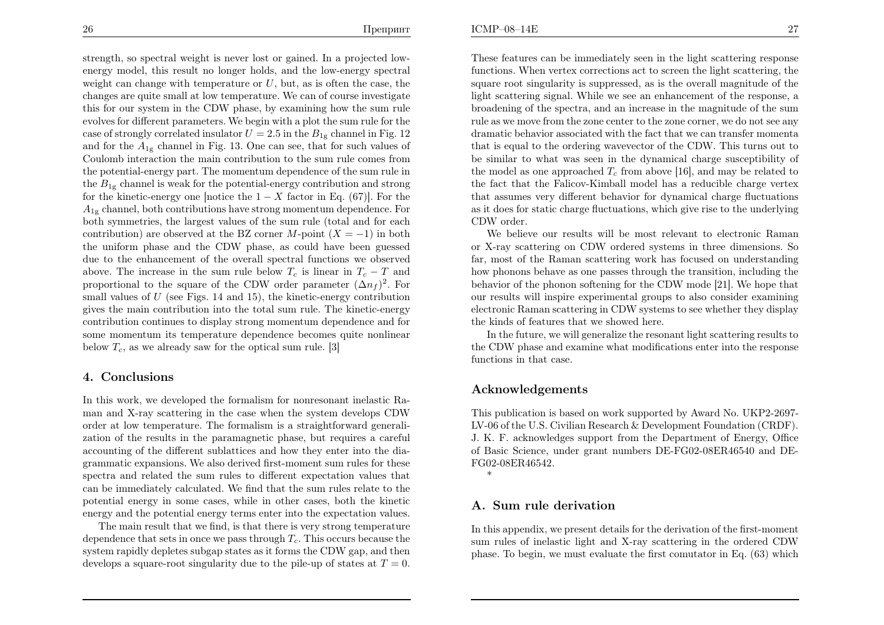strength, so spectral weight is never lost or gained. In a projected low-energy model, this result no longer holds, and the low-energy spectral weight can change with temperature or $U$, but, as is often the case, the changes are quite small at low temperature. We can of course investigate this for our system in the CDW phase, by examining how the sum rule evolves for different parameters. We begin with a plot the sum rule for the case of strongly correlated insulator $U = 2.5$ in the $B_{1g}$ channel in Fig. 12 and for the $A_{1g}$ channel in Fig. 13. One can see, that for such values of Coulomb interaction the main contribution to the sum rule comes from the potential-energy part. The momentum dependence of the sum rule in the $B_{1g}$ channel is weak for the potential-energy contribution and strong for the kinetic-energy one [notice the $1 - X$ factor in Eq. (67)]. For the $A_{1g}$ channel, both contributions have strong momentum dependence. For both symmetries, the largest values of the sum rule (total and for each contribution) are observed at the BZ corner $M$-point ($X = -1$) in both the uniform phase and the CDW phase, as could have been guessed due to the enhancement of the overall spectral functions we observed above. The increase in the sum rule below $T_c$ is linear in $T_c - T$ and proportional to the square of the CDW order parameter $(\Delta n_f)^2$. For small values of $U$ (see Figs. 14 and 15), the kinetic-energy contribution gives the main contribution into the total sum rule. The kinetic-energy contribution continues to display strong momentum dependence and for some momentum its temperature dependence becomes quite nonlinear below $T_c$, as we already saw for the optical sum rule. [3]

## 4. Conclusions

In this work, we developed the formalism for nonresonant inelastic Raman and X-ray scattering in the case when the system develops CDW order at low temperature. The formalism is a straightforward generalization of the results in the paramagnetic phase, but requires a careful accounting of the different sublattices and how they enter into the diagrammatic expansions. We also derived first-moment sum rules for these spectra and related the sum rules to different expectation values that can be immediately calculated. We find that the sum rules relate to the potential energy in some cases, while in other cases, both the kinetic energy and the potential energy terms enter into the expectation values.

The main result that we find, is that there is very strong temperature dependence that sets in once we pass through $T_c$. This occurs because the system rapidly depletes subgap states as it forms the CDW gap, and then develops a square-root singularity due to the pile-up of states at $T = 0$. These features can be immediately seen in the light scattering response functions. When vertex corrections act to screen the light scattering, the square root singularity is suppressed, as is the overall magnitude of the light scattering signal. While we see an enhancement of the response, a broadening of the spectra, and an increase in the magnitude of the sum rule as we move from the zone center to the zone corner, we do not see any dramatic behavior associated with the fact that we can transfer momenta that is equal to the ordering wavevector of the CDW. This turns out to be similar to what was seen in the dynamical charge susceptibility of the model as one approached $T_c$ from above [16], and may be related to the fact that the Falicov-Kimball model has a reducible charge vertex that assumes very different behavior for dynamical charge fluctuations as it does for static charge fluctuations, which give rise to the underlying CDW order.

We believe our results will be most relevant to electronic Raman or X-ray scattering on CDW ordered systems in three dimensions. So far, most of the Raman scattering work has focused on understanding how phonons behave as one passes through the transition, including the behavior of the phonon softening for the CDW mode [21]. We hope that our results will inspire experimental groups to also consider examining electronic Raman scattering in CDW systems to see whether they display the kinds of features that we showed here.

In the future, we will generalize the resonant light scattering results to the CDW phase and examine what modifications enter into the response functions in that case.

## Acknowledgements

This publication is based on work supported by Award No. UKP2-2697-LV-06 of the U.S. Civilian Research & Development Foundation (CRDF). J. K. F. acknowledges support from the Department of Energy, Office of Basic Science, under grant numbers DE-FG02-08ER46540 and DE-FG02-08ER46542.

*

## A. Sum rule derivation

In this appendix, we present details for the derivation of the first-moment sum rules of inelastic light and X-ray scattering in the ordered CDW phase. To begin, we must evaluate the first comutator in Eq. (63) which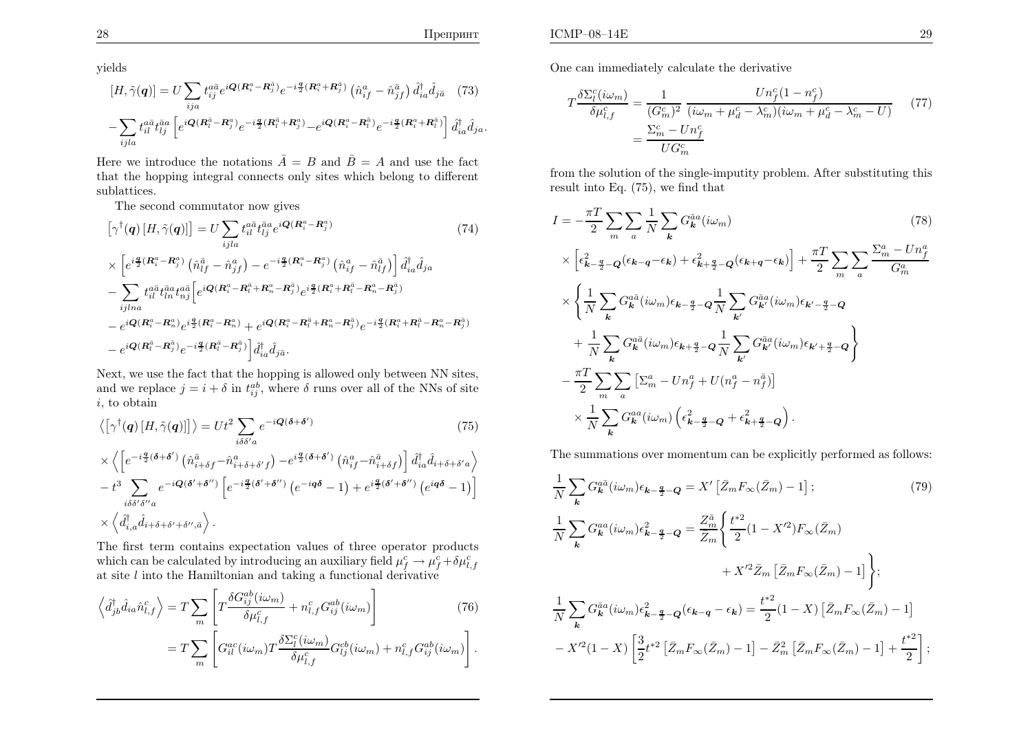yields

$$[H,\tilde{\gamma}(\boldsymbol{q})]=U\sum_{ija}t_{ij}^{a\bar{a}}e^{i\boldsymbol{Q}(\boldsymbol{R}_i^a-\boldsymbol{R}_j^{\bar{a}})}e^{-i\frac{\boldsymbol{q}}{2}(\boldsymbol{R}_i^a+\boldsymbol{R}_j^{\bar{a}})}\left(\hat{n}_{if}^a-\hat{n}_{jf}^{\bar{a}}\right)\hat{d}_{ia}^\dagger\hat{d}_{j\bar{a}} \quad (73)$$

$$-\sum_{ijla}t_{il}^{a\bar{a}}t_{lj}^{\bar{a}a}\left[e^{i\boldsymbol{Q}(\boldsymbol{R}_l^{\bar{a}}-\boldsymbol{R}_j^a)}e^{-i\frac{\boldsymbol{q}}{2}(\boldsymbol{R}_l^{\bar{a}}+\boldsymbol{R}_j^a)}-e^{i\boldsymbol{Q}(\boldsymbol{R}_i^a-\boldsymbol{R}_l^{\bar{a}})}e^{-i\frac{\boldsymbol{q}}{2}(\boldsymbol{R}_i^a+\boldsymbol{R}_l^{\bar{a}})}\right]\hat{d}_{ia}^\dagger\hat{d}_{ja}.$$

Here we introduce the notations $\bar{A}=B$ and $\bar{B}=A$ and use the fact that the hopping integral connects only sites which belong to different sublattices.

The second commutator now gives

$$\left[\gamma^\dagger(\boldsymbol{q})\left[H,\tilde{\gamma}(\boldsymbol{q})\right]\right]=U\sum_{ijla}t_{il}^{a\bar{a}}t_{lj}^{\bar{a}a}e^{i\boldsymbol{Q}(\boldsymbol{R}_i^a-\boldsymbol{R}_j^a)} \quad (74)$$

$$\times\left[e^{i\frac{\boldsymbol{q}}{2}(\boldsymbol{R}_i^a-\boldsymbol{R}_j^a)}\left(\hat{n}_{lf}^{\bar{a}}-\hat{n}_{jf}^a\right)-e^{-i\frac{\boldsymbol{q}}{2}(\boldsymbol{R}_i^a-\boldsymbol{R}_j^a)}\left(\hat{n}_{if}^a-\hat{n}_{lf}^{\bar{a}}\right)\right]\hat{d}_{ia}^\dagger\hat{d}_{ja}$$

$$-\sum_{ijlna}t_{il}^{a\bar{a}}t_{ln}^{\bar{a}a}t_{nj}^{a\bar{a}}\Big[e^{i\boldsymbol{Q}(\boldsymbol{R}_i^a-\boldsymbol{R}_l^{\bar{a}}+\boldsymbol{R}_n^a-\boldsymbol{R}_j^{\bar{a}})}e^{i\frac{\boldsymbol{q}}{2}(\boldsymbol{R}_i^a+\boldsymbol{R}_l^{\bar{a}}-\boldsymbol{R}_n^a-\boldsymbol{R}_j^{\bar{a}})}$$

$$-e^{i\boldsymbol{Q}(\boldsymbol{R}_i^a-\boldsymbol{R}_n^a)}e^{i\frac{\boldsymbol{q}}{2}(\boldsymbol{R}_i^a-\boldsymbol{R}_n^a)}+e^{i\boldsymbol{Q}(\boldsymbol{R}_i^a-\boldsymbol{R}_l^{\bar{a}}+\boldsymbol{R}_n^a-\boldsymbol{R}_j^{\bar{a}})}e^{-i\frac{\boldsymbol{q}}{2}(\boldsymbol{R}_i^a+\boldsymbol{R}_l^{\bar{a}}-\boldsymbol{R}_n^a-\boldsymbol{R}_j^{\bar{a}})}$$

$$-e^{i\boldsymbol{Q}(\boldsymbol{R}_l^{\bar{a}}-\boldsymbol{R}_j^{\bar{a}})}e^{-i\frac{\boldsymbol{q}}{2}(\boldsymbol{R}_l^{\bar{a}}-\boldsymbol{R}_j^{\bar{a}})}\Big]\hat{d}_{ia}^\dagger\hat{d}_{j\bar{a}}.$$

Next, we use the fact that the hopping is allowed only between NN sites, and we replace $j=i+\delta$ in $t_{ij}^{ab}$, where $\delta$ runs over all of the NNs of site $i$, to obtain

$$\left\langle\left[\gamma^\dagger(\boldsymbol{q})\left[H,\tilde{\gamma}(\boldsymbol{q})\right]\right]\right\rangle=Ut^2\sum_{i\delta\delta'a}e^{-i\boldsymbol{Q}(\boldsymbol{\delta}+\boldsymbol{\delta}')} \quad (75)$$

$$\times\left\langle\left[e^{-i\frac{\boldsymbol{q}}{2}(\boldsymbol{\delta}+\boldsymbol{\delta}')}\left(\hat{n}_{i+\delta f}^{\bar{a}}-\hat{n}_{i+\delta+\delta' f}^a\right)-e^{i\frac{\boldsymbol{q}}{2}(\boldsymbol{\delta}+\boldsymbol{\delta}')}\left(\hat{n}_{if}^a-\hat{n}_{i+\delta f}^{\bar{a}}\right)\right]\hat{d}_{ia}^\dagger\hat{d}_{i+\delta+\delta' a}\right\rangle$$

$$-t^3\sum_{i\delta\delta'\delta''a}e^{-i\boldsymbol{Q}(\boldsymbol{\delta}'+\boldsymbol{\delta}'')}\left[e^{-i\frac{\boldsymbol{q}}{2}(\boldsymbol{\delta}'+\boldsymbol{\delta}'')}\left(e^{-i\boldsymbol{q}\boldsymbol{\delta}}-1\right)+e^{i\frac{\boldsymbol{q}}{2}(\boldsymbol{\delta}'+\boldsymbol{\delta}'')}\left(e^{i\boldsymbol{q}\boldsymbol{\delta}}-1\right)\right]$$

$$\times\left\langle\hat{d}_{i,a}^\dagger\hat{d}_{i+\delta+\delta'+\delta'',\bar{a}}\right\rangle.$$

The first term contains expectation values of three operator products which can be calculated by introducing an auxiliary field $\mu_f^c\to\mu_f^c+\delta\mu_{l,f}^c$ at site $l$ into the Hamiltonian and taking a functional derivative

$$\left\langle\hat{d}_{jb}^\dagger\hat{d}_{ia}\hat{n}_{l,f}^c\right\rangle=T\sum_m\left[T\frac{\delta G_{ij}^{ab}(i\omega_m)}{\delta\mu_{l,f}^c}+n_{l,f}^cG_{ij}^{ab}(i\omega_m)\right] \quad (76)$$

$$=T\sum_m\left[G_{il}^{ac}(i\omega_m)T\frac{\delta\Sigma_l^c(i\omega_m)}{\delta\mu_{l,f}^c}G_{lj}^{cb}(i\omega_m)+n_{l,f}^cG_{ij}^{ab}(i\omega_m)\right].$$

One can immediately calculate the derivative

$$T\frac{\delta\Sigma_l^c(i\omega_m)}{\delta\mu_{l,f}^c}=\frac{1}{(G_m^c)^2}\;\frac{Un_f^c(1-n_f^c)}{(i\omega_m+\mu_d^c-\lambda_m^c)(i\omega_m+\mu_d^c-\lambda_m^c-U)} \quad (77)$$

$$=\frac{\Sigma_m^c-Un_f^c}{UG_m^c}$$

from the solution of the single-imputity problem. After substituting this result into Eq. (75), we find that

$$I=-\frac{\pi T}{2}\sum_m\sum_a\frac{1}{N}\sum_{\boldsymbol{k}}G_{\boldsymbol{k}}^{\bar{a}a}(i\omega_m) \quad (78)$$

$$\times\left[\epsilon_{\boldsymbol{k}-\frac{\boldsymbol{q}}{2}-\boldsymbol{Q}}^2(\epsilon_{\boldsymbol{k}-\boldsymbol{q}}-\epsilon_{\boldsymbol{k}})+\epsilon_{\boldsymbol{k}+\frac{\boldsymbol{q}}{2}-\boldsymbol{Q}}^2(\epsilon_{\boldsymbol{k}+\boldsymbol{q}}-\epsilon_{\boldsymbol{k}})\right]+\frac{\pi T}{2}\sum_m\sum_a\frac{\Sigma_m^a-Un_f^a}{G_m^a}$$

$$\times\left\{\frac{1}{N}\sum_{\boldsymbol{k}}G_{\boldsymbol{k}}^{a\bar{a}}(i\omega_m)\epsilon_{\boldsymbol{k}-\frac{\boldsymbol{q}}{2}-\boldsymbol{Q}}\frac{1}{N}\sum_{\boldsymbol{k}'}G_{\boldsymbol{k}'}^{\bar{a}a}(i\omega_m)\epsilon_{\boldsymbol{k}'-\frac{\boldsymbol{q}}{2}-\boldsymbol{Q}}\right.$$

$$\left.+\frac{1}{N}\sum_{\boldsymbol{k}}G_{\boldsymbol{k}}^{a\bar{a}}(i\omega_m)\epsilon_{\boldsymbol{k}+\frac{\boldsymbol{q}}{2}-\boldsymbol{Q}}\frac{1}{N}\sum_{\boldsymbol{k}'}G_{\boldsymbol{k}'}^{\bar{a}a}(i\omega_m)\epsilon_{\boldsymbol{k}'+\frac{\boldsymbol{q}}{2}-\boldsymbol{Q}}\right\}$$

$$-\frac{\pi T}{2}\sum_m\sum_a\left[\Sigma_m^a-Un_f^a+U(n_f^a-n_f^{\bar{a}})\right]$$

$$\times\frac{1}{N}\sum_{\boldsymbol{k}}G_{\boldsymbol{k}}^{aa}(i\omega_m)\left(\epsilon_{\boldsymbol{k}-\frac{\boldsymbol{q}}{2}-\boldsymbol{Q}}^2+\epsilon_{\boldsymbol{k}+\frac{\boldsymbol{q}}{2}-\boldsymbol{Q}}^2\right).$$

The summations over momentum can be explicitly performed as follows:

$$\frac{1}{N}\sum_{\boldsymbol{k}}G_{\boldsymbol{k}}^{a\bar{a}}(i\omega_m)\epsilon_{\boldsymbol{k}-\frac{\boldsymbol{q}}{2}-\boldsymbol{Q}}=X'\left[\bar{Z}_mF_\infty(\bar{Z}_m)-1\right]; \quad (79)$$

$$\frac{1}{N}\sum_{\boldsymbol{k}}G_{\boldsymbol{k}}^{aa}(i\omega_m)\epsilon_{\boldsymbol{k}-\frac{\boldsymbol{q}}{2}-\boldsymbol{Q}}^2=\frac{Z_m^{\bar{a}}}{Z_m}\left\{\frac{t^{*2}}{2}(1-X'^2)F_\infty(\bar{Z}_m)\right.$$

$$\left.+X'^2\bar{Z}_m\left[\bar{Z}_mF_\infty(\bar{Z}_m)-1\right]\right\};$$

$$\frac{1}{N}\sum_{\boldsymbol{k}}G_{\boldsymbol{k}}^{\bar{a}a}(i\omega_m)\epsilon_{\boldsymbol{k}-\frac{\boldsymbol{q}}{2}-\boldsymbol{Q}}^2(\epsilon_{\boldsymbol{k}-\boldsymbol{q}}-\epsilon_{\boldsymbol{k}})=\frac{t^{*2}}{2}(1-X)\left[\bar{Z}_mF_\infty(\bar{Z}_m)-1\right]$$

$$-X'^2(1-X)\left[\frac{3}{2}t^{*2}\left[\bar{Z}_mF_\infty(\bar{Z}_m)-1\right]-\bar{Z}_m^2\left[\bar{Z}_mF_\infty(\bar{Z}_m)-1\right]+\frac{t^{*2}}{2}\right];$$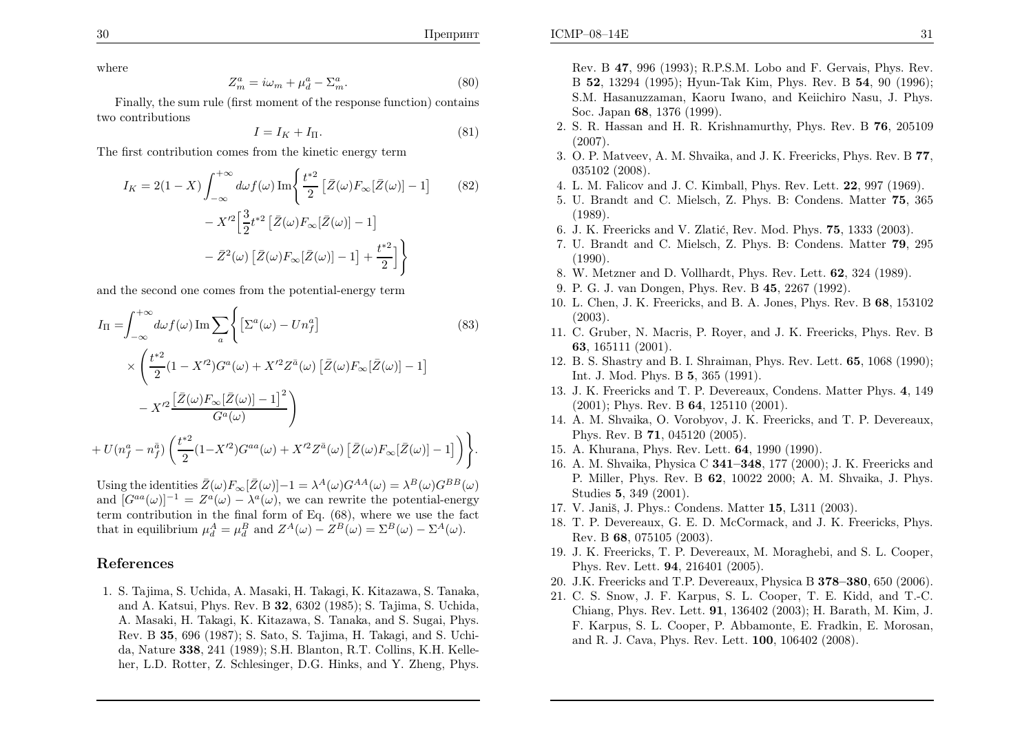where

$$Z^a_m = i\omega_m + \mu^a_d - \Sigma^a_m. \tag{80}$$

Finally, the sum rule (first moment of the response function) contains two contributions

$$I = I_K + I_\Pi. \tag{81}$$

The first contribution comes from the kinetic energy term

$$I_K = 2(1-X)\int_{-\infty}^{+\infty} d\omega f(\omega)\,\mathrm{Im}\Bigg\{\frac{t^{*2}}{2}\left[\bar{Z}(\omega)F_\infty[\bar{Z}(\omega)]-1\right] \tag{82}$$
$$- X'^2\Big[\frac{3}{2}t^{*2}\left[\bar{Z}(\omega)F_\infty[\bar{Z}(\omega)]-1\right]$$
$$- \bar{Z}^2(\omega)\left[\bar{Z}(\omega)F_\infty[\bar{Z}(\omega)]-1\right] + \frac{t^{*2}}{2}\Big]\Bigg\}$$

and the second one comes from the potential-energy term

$$I_\Pi = \int_{-\infty}^{+\infty} d\omega f(\omega)\,\mathrm{Im}\sum_a\Bigg\{\left[\Sigma^a(\omega) - Un^a_f\right] \tag{83}$$
$$\times\left(\frac{t^{*2}}{2}(1-X'^2)G^a(\omega) + X'^2 Z^{\bar{a}}(\omega)\left[\bar{Z}(\omega)F_\infty[\bar{Z}(\omega)]-1\right]\right.$$
$$\left. - X'^2\frac{\left[\bar{Z}(\omega)F_\infty[\bar{Z}(\omega)]-1\right]^2}{G^a(\omega)}\right)$$
$$+ U(n^a_f - n^{\bar{a}}_f)\left(\frac{t^{*2}}{2}(1-X'^2)G^{aa}(\omega) + X'^2 Z^{\bar{a}}(\omega)\left[\bar{Z}(\omega)F_\infty[\bar{Z}(\omega)]-1\right]\right)\Bigg\}.$$

Using the identities $\bar{Z}(\omega)F_\infty[\bar{Z}(\omega)]-1 = \lambda^A(\omega)G^{AA}(\omega) = \lambda^B(\omega)G^{BB}(\omega)$ and $[G^{aa}(\omega)]^{-1} = Z^a(\omega) - \lambda^a(\omega)$, we can rewrite the potential-energy term contribution in the final form of Eq. (68), where we use the fact that in equilibrium $\mu^A_d = \mu^B_d$ and $Z^A(\omega) - Z^B(\omega) = \Sigma^B(\omega) - \Sigma^A(\omega)$.

## References

1. S. Tajima, S. Uchida, A. Masaki, H. Takagi, K. Kitazawa, S. Tanaka, and A. Katsui, Phys. Rev. B **32**, 6302 (1985); S. Tajima, S. Uchida, A. Masaki, H. Takagi, K. Kitazawa, S. Tanaka, and S. Sugai, Phys. Rev. B **35**, 696 (1987); S. Sato, S. Tajima, H. Takagi, and S. Uchida, Nature **338**, 241 (1989); S.H. Blanton, R.T. Collins, K.H. Kelleher, L.D. Rotter, Z. Schlesinger, D.G. Hinks, and Y. Zheng, Phys. Rev. B **47**, 996 (1993); R.P.S.M. Lobo and F. Gervais, Phys. Rev. B **52**, 13294 (1995); Hyun-Tak Kim, Phys. Rev. B **54**, 90 (1996); S.M. Hasanuzzaman, Kaoru Iwano, and Keiichiro Nasu, J. Phys. Soc. Japan **68**, 1376 (1999).
2. S. R. Hassan and H. R. Krishnamurthy, Phys. Rev. B **76**, 205109 (2007).
3. O. P. Matveev, A. M. Shvaika, and J. K. Freericks, Phys. Rev. B **77**, 035102 (2008).
4. L. M. Falicov and J. C. Kimball, Phys. Rev. Lett. **22**, 997 (1969).
5. U. Brandt and C. Mielsch, Z. Phys. B: Condens. Matter **75**, 365 (1989).
6. J. K. Freericks and V. Zlatić, Rev. Mod. Phys. **75**, 1333 (2003).
7. U. Brandt and C. Mielsch, Z. Phys. B: Condens. Matter **79**, 295 (1990).
8. W. Metzner and D. Vollhardt, Phys. Rev. Lett. **62**, 324 (1989).
9. P. G. J. van Dongen, Phys. Rev. B **45**, 2267 (1992).
10. L. Chen, J. K. Freericks, and B. A. Jones, Phys. Rev. B **68**, 153102 (2003).
11. C. Gruber, N. Macris, P. Royer, and J. K. Freericks, Phys. Rev. B **63**, 165111 (2001).
12. B. S. Shastry and B. I. Shraiman, Phys. Rev. Lett. **65**, 1068 (1990); Int. J. Mod. Phys. B **5**, 365 (1991).
13. J. K. Freericks and T. P. Devereaux, Condens. Matter Phys. **4**, 149 (2001); Phys. Rev. B **64**, 125110 (2001).
14. A. M. Shvaika, O. Vorobyov, J. K. Freericks, and T. P. Devereaux, Phys. Rev. B **71**, 045120 (2005).
15. A. Khurana, Phys. Rev. Lett. **64**, 1990 (1990).
16. A. M. Shvaika, Physica C **341–348**, 177 (2000); J. K. Freericks and P. Miller, Phys. Rev. B **62**, 10022 2000; A. M. Shvaika, J. Phys. Studies **5**, 349 (2001).
17. V. Janiš, J. Phys.: Condens. Matter **15**, L311 (2003).
18. T. P. Devereaux, G. E. D. McCormack, and J. K. Freericks, Phys. Rev. B **68**, 075105 (2003).
19. J. K. Freericks, T. P. Devereaux, M. Moraghebi, and S. L. Cooper, Phys. Rev. Lett. **94**, 216401 (2005).
20. J.K. Freericks and T.P. Devereaux, Physica B **378–380**, 650 (2006).
21. C. S. Snow, J. F. Karpus, S. L. Cooper, T. E. Kidd, and T.-C. Chiang, Phys. Rev. Lett. **91**, 136402 (2003); H. Barath, M. Kim, J. F. Karpus, S. L. Cooper, P. Abbamonte, E. Fradkin, E. Morosan, and R. J. Cava, Phys. Rev. Lett. **100**, 106402 (2008).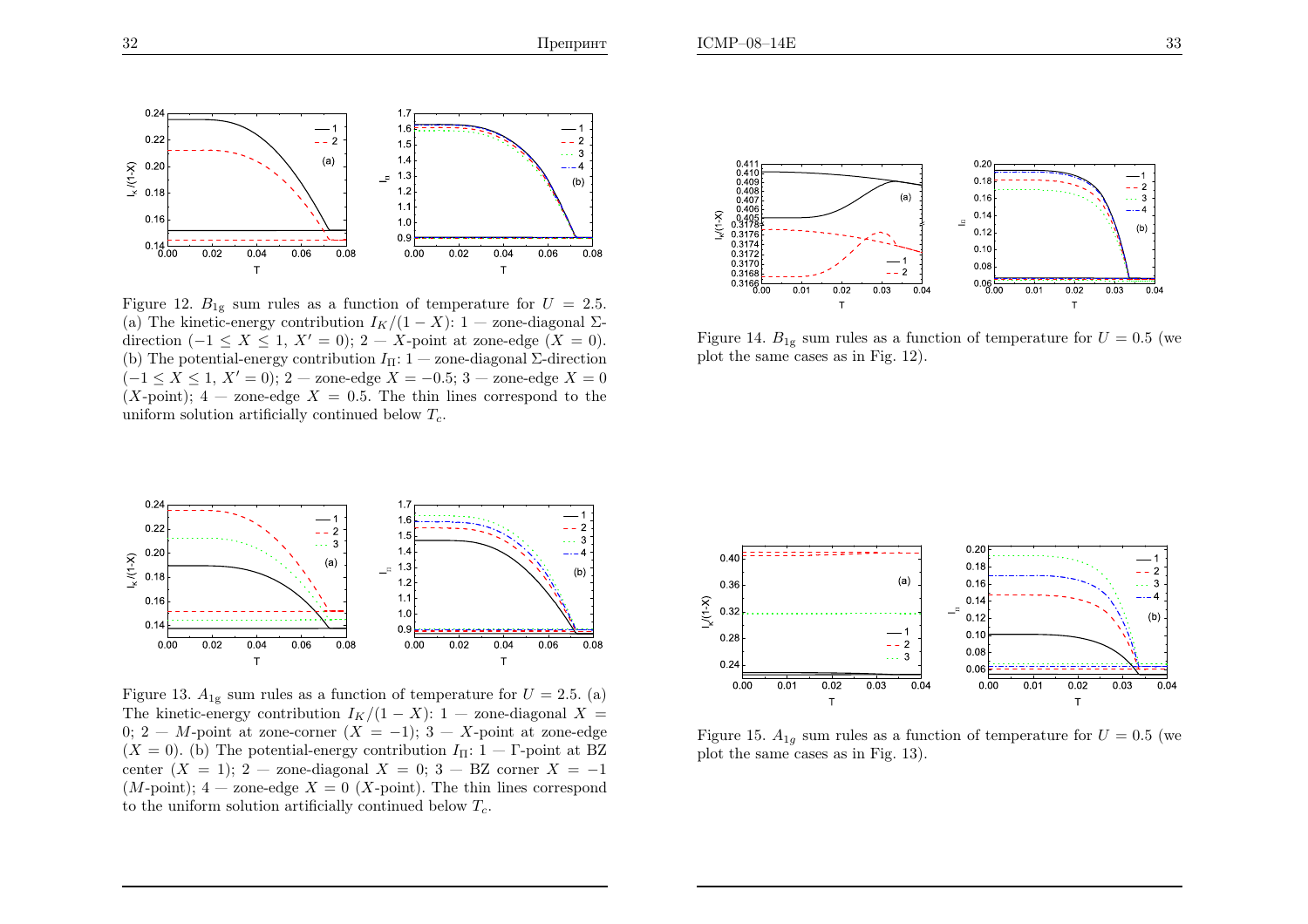0.24
0.22
0.20
0.18
0.16
0.14
0.00 0.02 0.04 0.06 0.08
T
$I_K/(1-X)$
(a)
— 1
-- 2

1.7
1.6
1.5
1.4
1.3
1.2
1.1
1.0
0.9
0.00 0.02 0.04 0.06 0.08
T
$I_\Pi$
(b)
— 1
-- 2
··· 3
-·- 4

Figure 12. $B_{1g}$ sum rules as a function of temperature for $U = 2.5$. (a) The kinetic-energy contribution $I_K/(1-X)$: 1 — zone-diagonal $\Sigma$-direction ($-1 \le X \le 1$, $X' = 0$); 2 — $X$-point at zone-edge ($X = 0$). (b) The potential-energy contribution $I_\Pi$: 1 — zone-diagonal $\Sigma$-direction ($-1 \le X \le 1$, $X' = 0$); 2 — zone-edge $X = -0.5$; 3 — zone-edge $X = 0$ ($X$-point); 4 — zone-edge $X = 0.5$. The thin lines correspond to the uniform solution artificially continued below $T_c$.

0.24
0.22
0.20
0.18
0.16
0.14
0.00 0.02 0.04 0.06 0.08
T
$I_K/(1-X)$
(a)
— 1
-- 2
··· 3

1.7
1.6
1.5
1.4
1.3
1.2
1.1
1.0
0.9
0.00 0.02 0.04 0.06 0.08
T
$I_\Pi$
(b)
— 1
-- 2
··· 3
-·- 4

Figure 13. $A_{1g}$ sum rules as a function of temperature for $U = 2.5$. (a) The kinetic-energy contribution $I_K/(1-X)$: 1 — zone-diagonal $X = 0$; 2 — $M$-point at zone-corner ($X = -1$); 3 — $X$-point at zone-edge ($X = 0$). (b) The potential-energy contribution $I_\Pi$: 1 — $\Gamma$-point at BZ center ($X = 1$); 2 — zone-diagonal $X = 0$; 3 — BZ corner $X = -1$ ($M$-point); 4 — zone-edge $X = 0$ ($X$-point). The thin lines correspond to the uniform solution artificially continued below $T_c$.

0.411
0.410
0.409
0.408
0.407
0.406
0.405
0.3178
0.3176
0.3174
0.3172
0.3170
0.3168
0.3166
0.00 0.01 0.02 0.03 0.04
T
$I_K/(1-X)$
(a)
— 1
-- 2

0.20
0.18
0.16
0.14
0.12
0.10
0.08
0.06
0.00 0.01 0.02 0.03 0.04
T
$I_\Pi$
(b)
— 1
-- 2
··· 3
-·- 4

Figure 14. $B_{1g}$ sum rules as a function of temperature for $U = 0.5$ (we plot the same cases as in Fig. 12).

0.40
0.36
0.32
0.28
0.24
0.00 0.01 0.02 0.03 0.04
T
$I_K/(1-X)$
(a)
— 1
-- 2
··· 3

0.20
0.18
0.16
0.14
0.12
0.10
0.08
0.06
0.00 0.01 0.02 0.03 0.04
T
$I_\Pi$
(b)
— 1
-- 2
··· 3
-·- 4

Figure 15. $A_{1g}$ sum rules as a function of temperature for $U = 0.5$ (we plot the same cases as in Fig. 13).